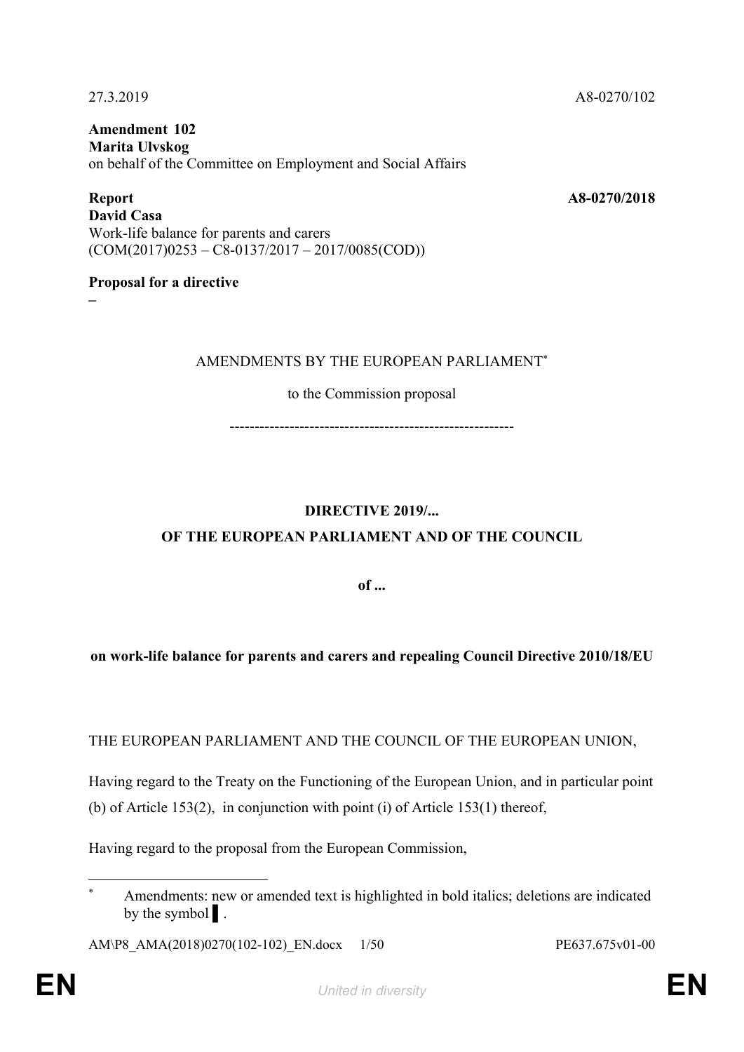27.3.2019 A8-0270/102

**Amendment 102**
**Marita Ulvskog**
on behalf of the Committee on Employment and Social Affairs

**Report** **A8-0270/2018**
**David Casa**
Work-life balance for parents and carers
(COM(2017)0253 – C8-0137/2017 – 2017/0085(COD))

**Proposal for a directive**
**–**

AMENDMENTS BY THE EUROPEAN PARLIAMENT*

to the Commission proposal

---------------------------------------------------------

**DIRECTIVE 2019/...**
**OF THE EUROPEAN PARLIAMENT AND OF THE COUNCIL**

**of ...**

**on work-life balance for parents and carers and repealing Council Directive 2010/18/EU**

THE EUROPEAN PARLIAMENT AND THE COUNCIL OF THE EUROPEAN UNION,

Having regard to the Treaty on the Functioning of the European Union, and in particular point (b) of Article 153(2), in conjunction with point (i) of Article 153(1) thereof,

Having regard to the proposal from the European Commission,

---

* Amendments: new or amended text is highlighted in bold italics; deletions are indicated by the symbol ▌.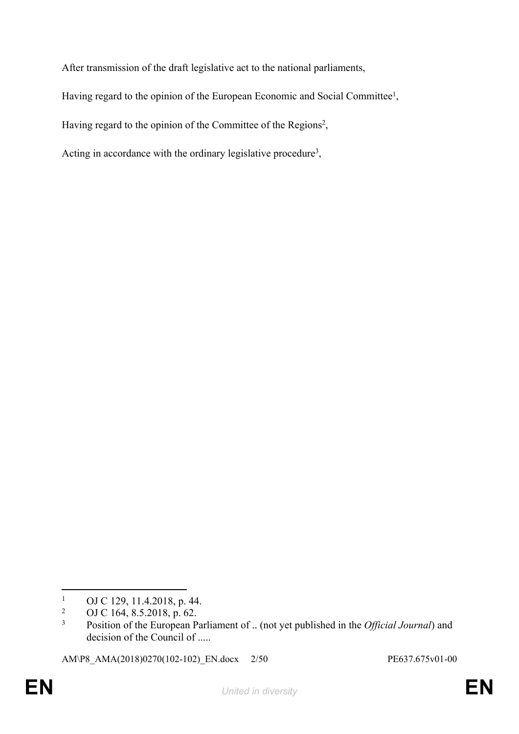After transmission of the draft legislative act to the national parliaments,

Having regard to the opinion of the European Economic and Social Committee[1],

Having regard to the opinion of the Committee of the Regions[2],

Acting in accordance with the ordinary legislative procedure[3],

---

[1] OJ C 129, 11.4.2018, p. 44.

[2] OJ C 164, 8.5.2018, p. 62.

[3] Position of the European Parliament of .. (not yet published in the *Official Journal*) and decision of the Council of .....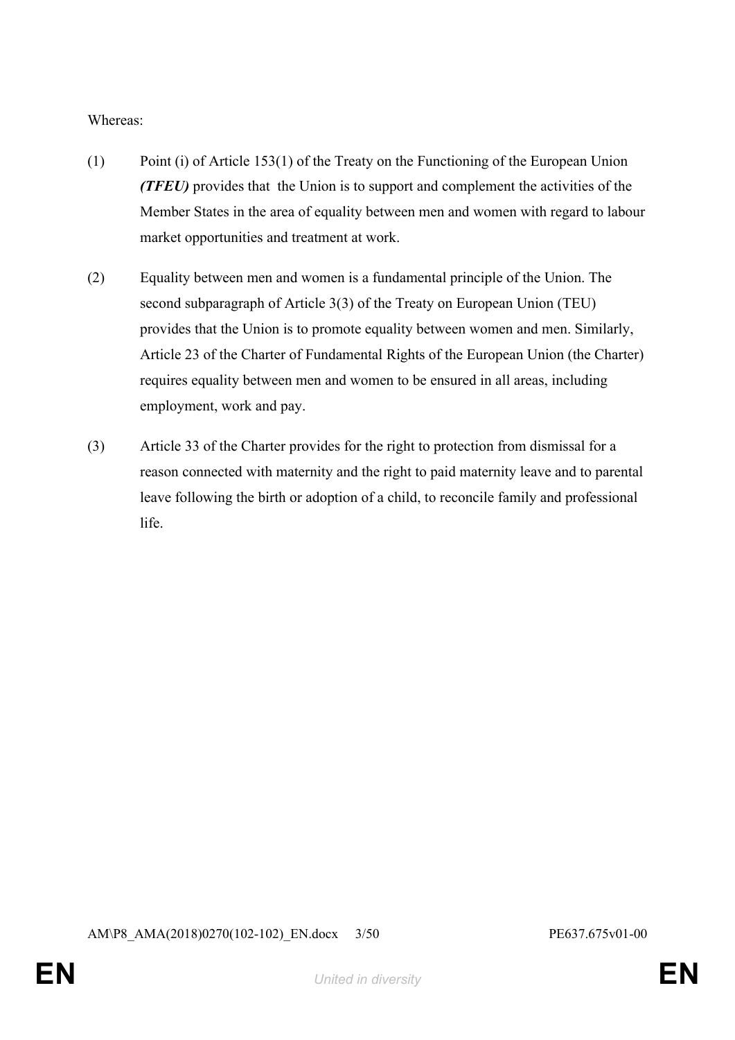Whereas:

(1) Point (i) of Article 153(1) of the Treaty on the Functioning of the European Union ***(TFEU)*** provides that the Union is to support and complement the activities of the Member States in the area of equality between men and women with regard to labour market opportunities and treatment at work.

(2) Equality between men and women is a fundamental principle of the Union. The second subparagraph of Article 3(3) of the Treaty on European Union (TEU) provides that the Union is to promote equality between women and men. Similarly, Article 23 of the Charter of Fundamental Rights of the European Union (the Charter) requires equality between men and women to be ensured in all areas, including employment, work and pay.

(3) Article 33 of the Charter provides for the right to protection from dismissal for a reason connected with maternity and the right to paid maternity leave and to parental leave following the birth or adoption of a child, to reconcile family and professional life.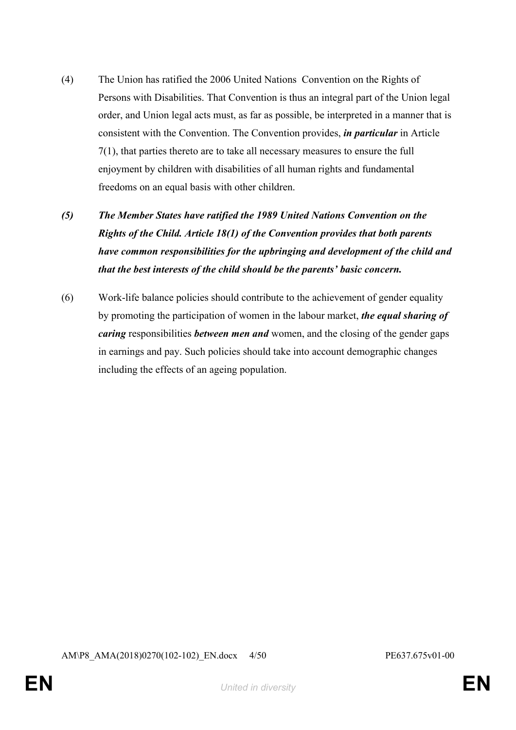(4) The Union has ratified the 2006 United Nations Convention on the Rights of Persons with Disabilities. That Convention is thus an integral part of the Union legal order, and Union legal acts must, as far as possible, be interpreted in a manner that is consistent with the Convention. The Convention provides, ***in particular*** in Article 7(1), that parties thereto are to take all necessary measures to ensure the full enjoyment by children with disabilities of all human rights and fundamental freedoms on an equal basis with other children.

***(5) The Member States have ratified the 1989 United Nations Convention on the Rights of the Child. Article 18(1) of the Convention provides that both parents have common responsibilities for the upbringing and development of the child and that the best interests of the child should be the parents' basic concern.***

(6) Work-life balance policies should contribute to the achievement of gender equality by promoting the participation of women in the labour market, ***the equal sharing of caring*** responsibilities ***between men and*** women, and the closing of the gender gaps in earnings and pay. Such policies should take into account demographic changes including the effects of an ageing population.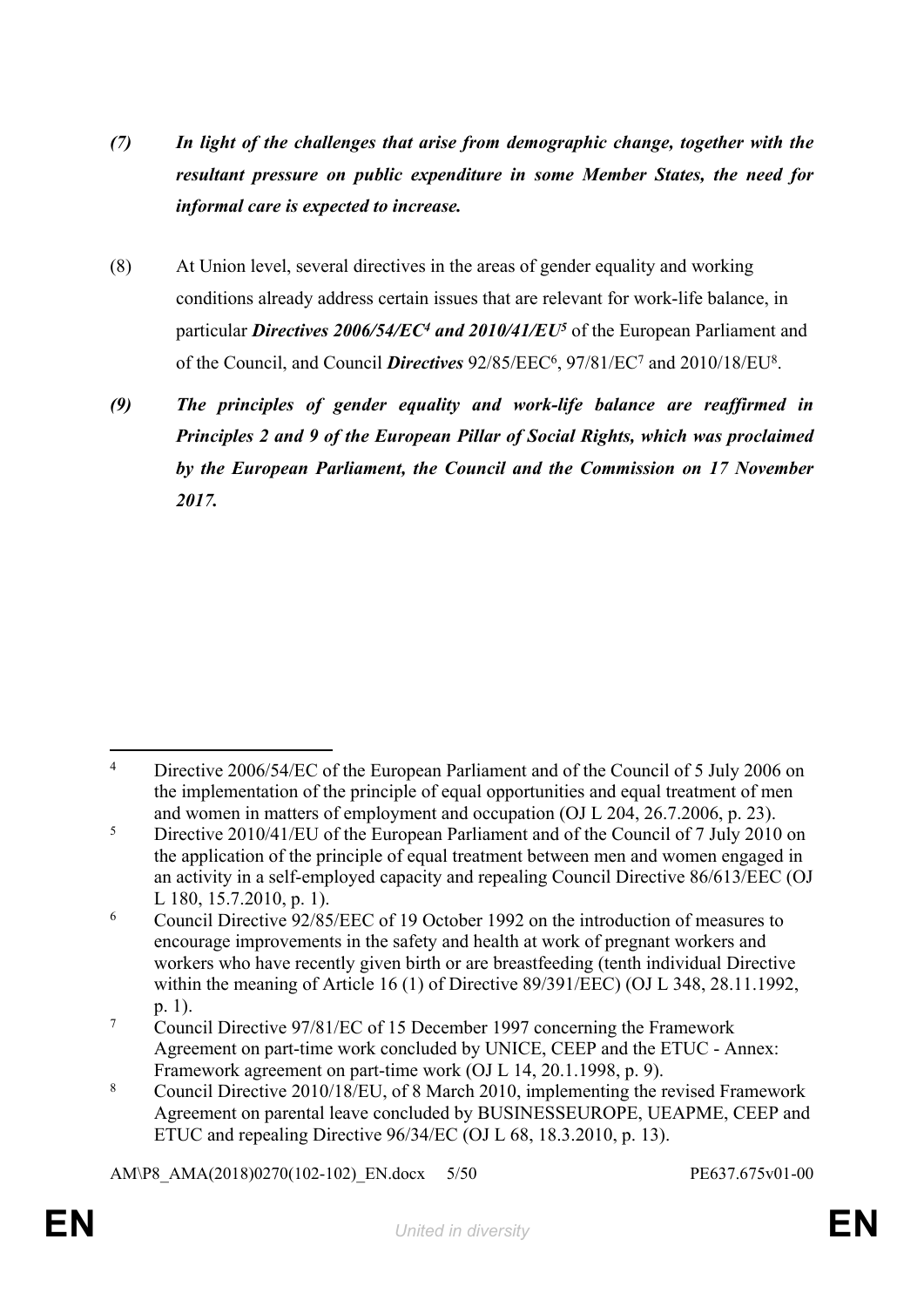*(7)* ***In light of the challenges that arise from demographic change, together with the resultant pressure on public expenditure in some Member States, the need for informal care is expected to increase.***

(8) At Union level, several directives in the areas of gender equality and working conditions already address certain issues that are relevant for work-life balance, in particular ***Directives 2006/54/EC[4] and 2010/41/EU[5]*** of the European Parliament and of the Council, and Council ***Directives*** 92/85/EEC[6], 97/81/EC[7] and 2010/18/EU[8].

*(9)* ***The principles of gender equality and work-life balance are reaffirmed in Principles 2 and 9 of the European Pillar of Social Rights, which was proclaimed by the European Parliament, the Council and the Commission on 17 November 2017.***

---

[4] Directive 2006/54/EC of the European Parliament and of the Council of 5 July 2006 on the implementation of the principle of equal opportunities and equal treatment of men and women in matters of employment and occupation (OJ L 204, 26.7.2006, p. 23).

[5] Directive 2010/41/EU of the European Parliament and of the Council of 7 July 2010 on the application of the principle of equal treatment between men and women engaged in an activity in a self-employed capacity and repealing Council Directive 86/613/EEC (OJ L 180, 15.7.2010, p. 1).

[6] Council Directive 92/85/EEC of 19 October 1992 on the introduction of measures to encourage improvements in the safety and health at work of pregnant workers and workers who have recently given birth or are breastfeeding (tenth individual Directive within the meaning of Article 16 (1) of Directive 89/391/EEC) (OJ L 348, 28.11.1992, p. 1).

[7] Council Directive 97/81/EC of 15 December 1997 concerning the Framework Agreement on part-time work concluded by UNICE, CEEP and the ETUC - Annex: Framework agreement on part-time work (OJ L 14, 20.1.1998, p. 9).

[8] Council Directive 2010/18/EU, of 8 March 2010, implementing the revised Framework Agreement on parental leave concluded by BUSINESSEUROPE, UEAPME, CEEP and ETUC and repealing Directive 96/34/EC (OJ L 68, 18.3.2010, p. 13).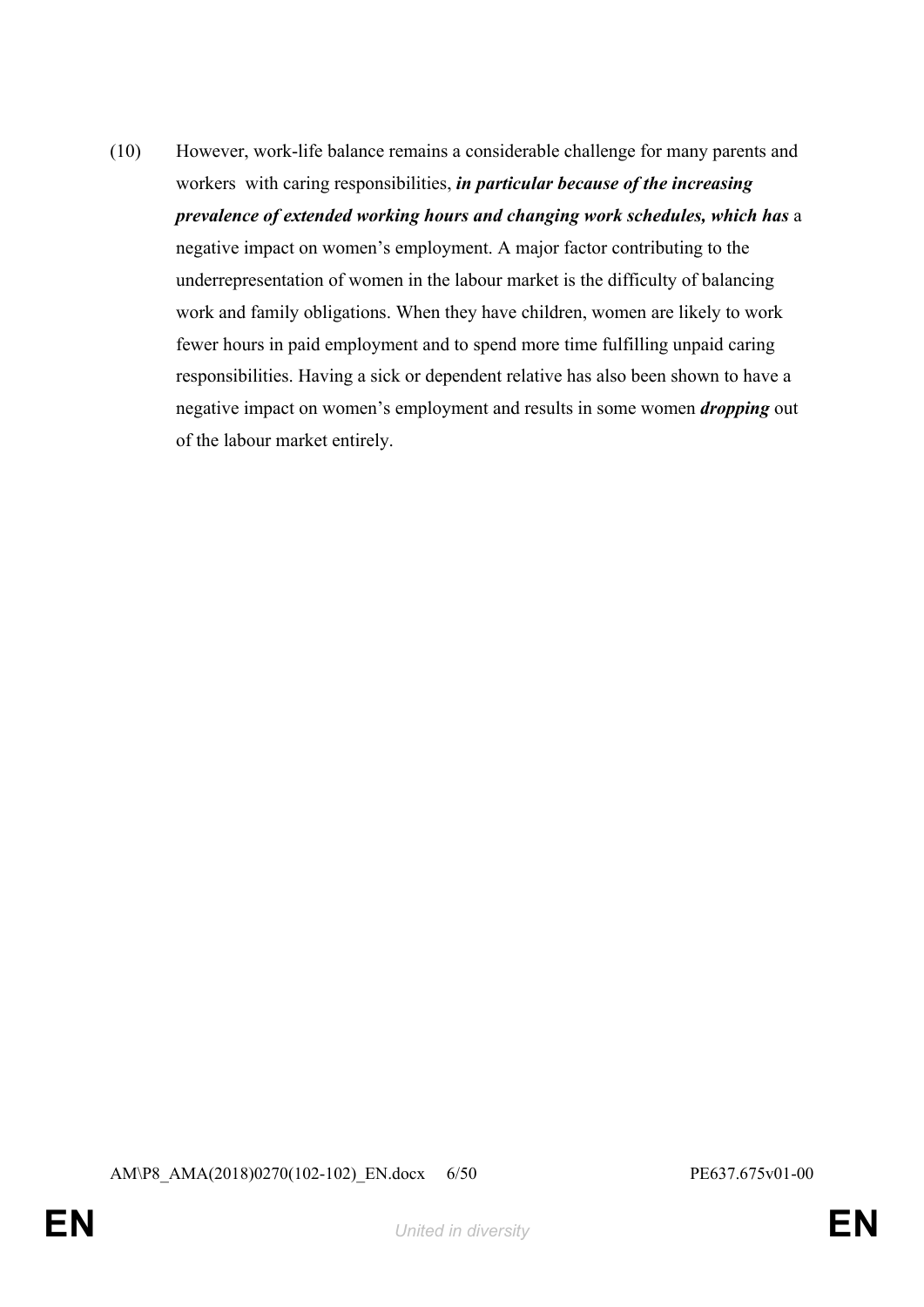(10) However, work-life balance remains a considerable challenge for many parents and workers with caring responsibilities, ***in particular because of the increasing prevalence of extended working hours and changing work schedules, which has*** a negative impact on women's employment. A major factor contributing to the underrepresentation of women in the labour market is the difficulty of balancing work and family obligations. When they have children, women are likely to work fewer hours in paid employment and to spend more time fulfilling unpaid caring responsibilities. Having a sick or dependent relative has also been shown to have a negative impact on women's employment and results in some women ***dropping*** out of the labour market entirely.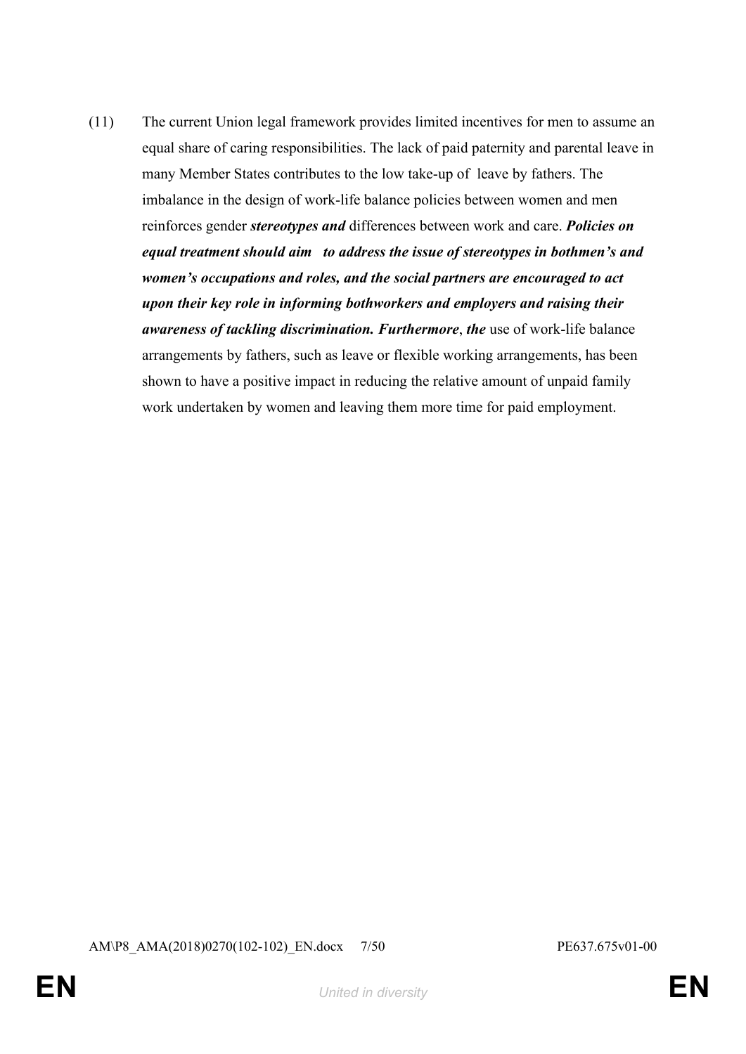(11) The current Union legal framework provides limited incentives for men to assume an equal share of caring responsibilities. The lack of paid paternity and parental leave in many Member States contributes to the low take-up of leave by fathers. The imbalance in the design of work-life balance policies between women and men reinforces gender ***stereotypes and*** differences between work and care. ***Policies on equal treatment should aim to address the issue of stereotypes in bothmen's and women's occupations and roles, and the social partners are encouraged to act upon their key role in informing bothworkers and employers and raising their awareness of tackling discrimination. Furthermore***, ***the*** use of work-life balance arrangements by fathers, such as leave or flexible working arrangements, has been shown to have a positive impact in reducing the relative amount of unpaid family work undertaken by women and leaving them more time for paid employment.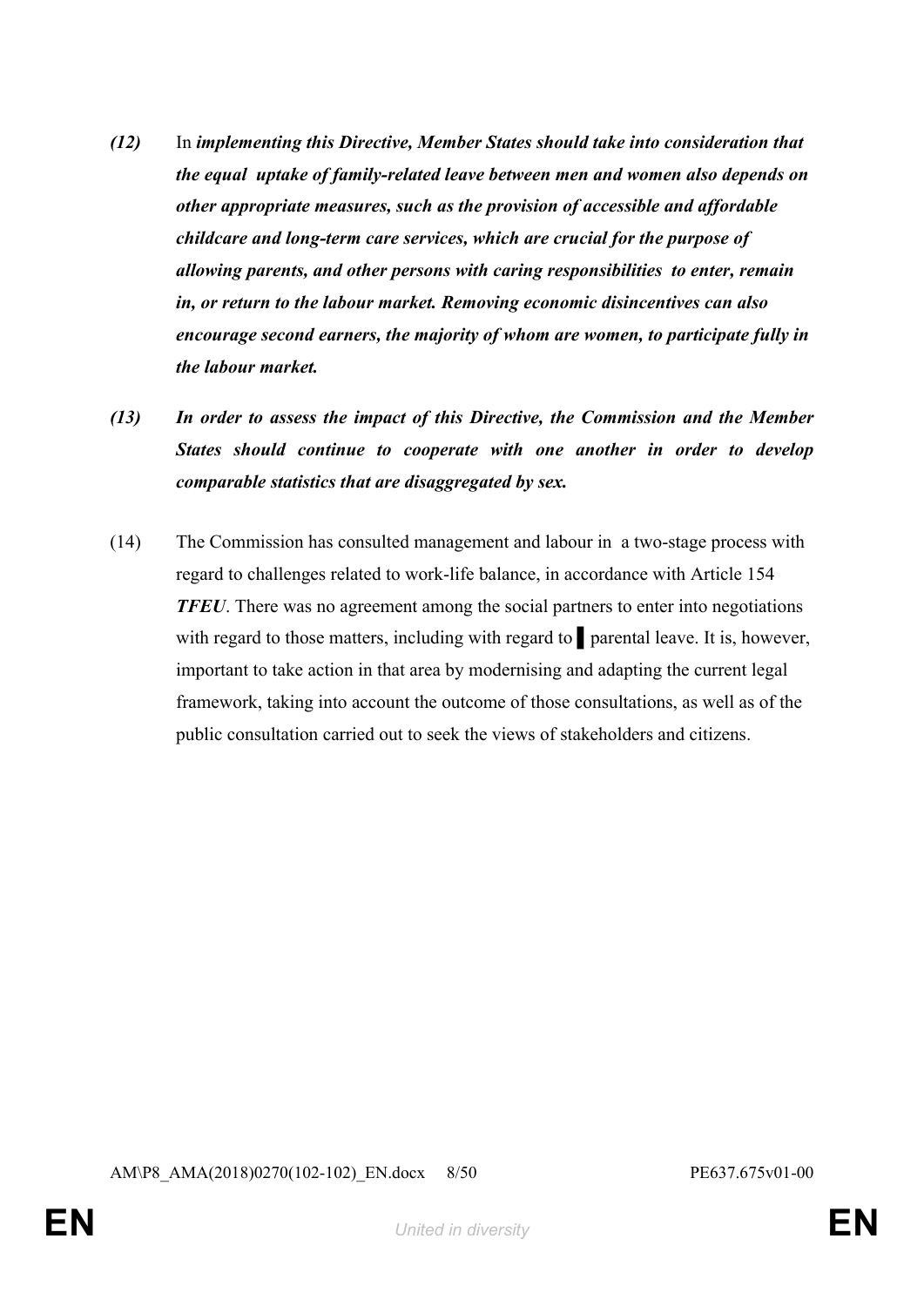*(12)* In ***implementing this Directive, Member States should take into consideration that the equal uptake of family-related leave between men and women also depends on other appropriate measures, such as the provision of accessible and affordable childcare and long-term care services, which are crucial for the purpose of allowing parents, and other persons with caring responsibilities to enter, remain in, or return to the labour market. Removing economic disincentives can also encourage second earners, the majority of whom are women, to participate fully in the labour market.***

***(13) In order to assess the impact of this Directive, the Commission and the Member States should continue to cooperate with one another in order to develop comparable statistics that are disaggregated by sex.***

(14) The Commission has consulted management and labour in a two-stage process with regard to challenges related to work-life balance, in accordance with Article 154 ***TFEU***. There was no agreement among the social partners to enter into negotiations with regard to those matters, including with regard to ▌ parental leave. It is, however, important to take action in that area by modernising and adapting the current legal framework, taking into account the outcome of those consultations, as well as of the public consultation carried out to seek the views of stakeholders and citizens.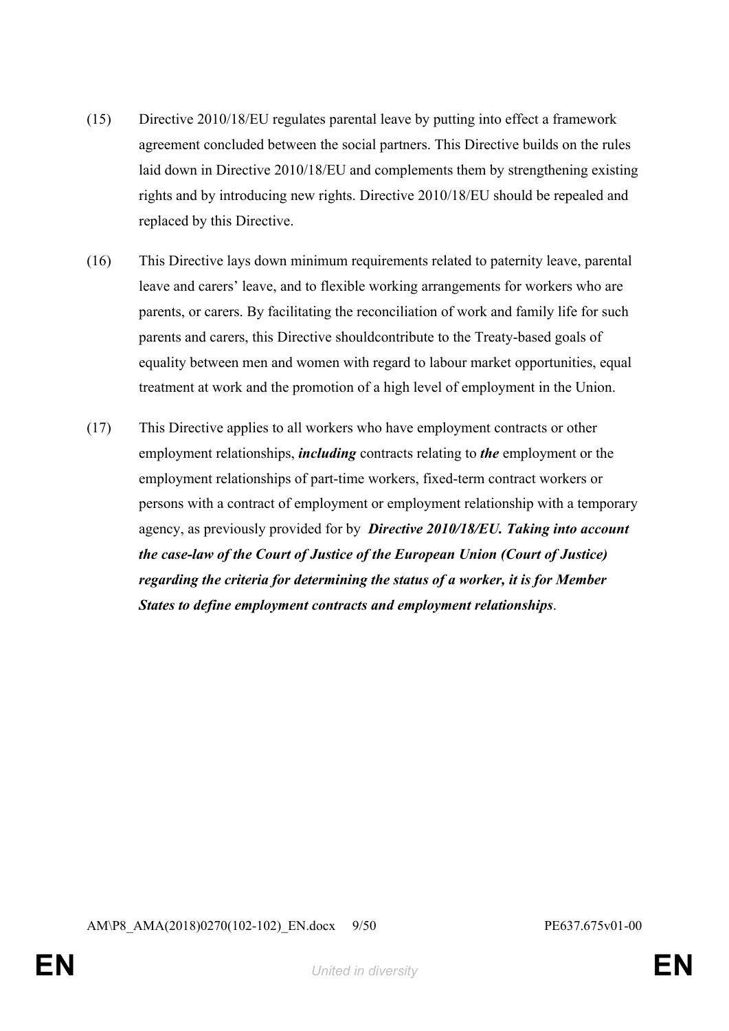(15) Directive 2010/18/EU regulates parental leave by putting into effect a framework agreement concluded between the social partners. This Directive builds on the rules laid down in Directive 2010/18/EU and complements them by strengthening existing rights and by introducing new rights. Directive 2010/18/EU should be repealed and replaced by this Directive.

(16) This Directive lays down minimum requirements related to paternity leave, parental leave and carers' leave, and to flexible working arrangements for workers who are parents, or carers. By facilitating the reconciliation of work and family life for such parents and carers, this Directive shouldcontribute to the Treaty-based goals of equality between men and women with regard to labour market opportunities, equal treatment at work and the promotion of a high level of employment in the Union.

(17) This Directive applies to all workers who have employment contracts or other employment relationships, ***including*** contracts relating to ***the*** employment or the employment relationships of part-time workers, fixed-term contract workers or persons with a contract of employment or employment relationship with a temporary agency, as previously provided for by ***Directive 2010/18/EU. Taking into account the case-law of the Court of Justice of the European Union (Court of Justice) regarding the criteria for determining the status of a worker, it is for Member States to define employment contracts and employment relationships***.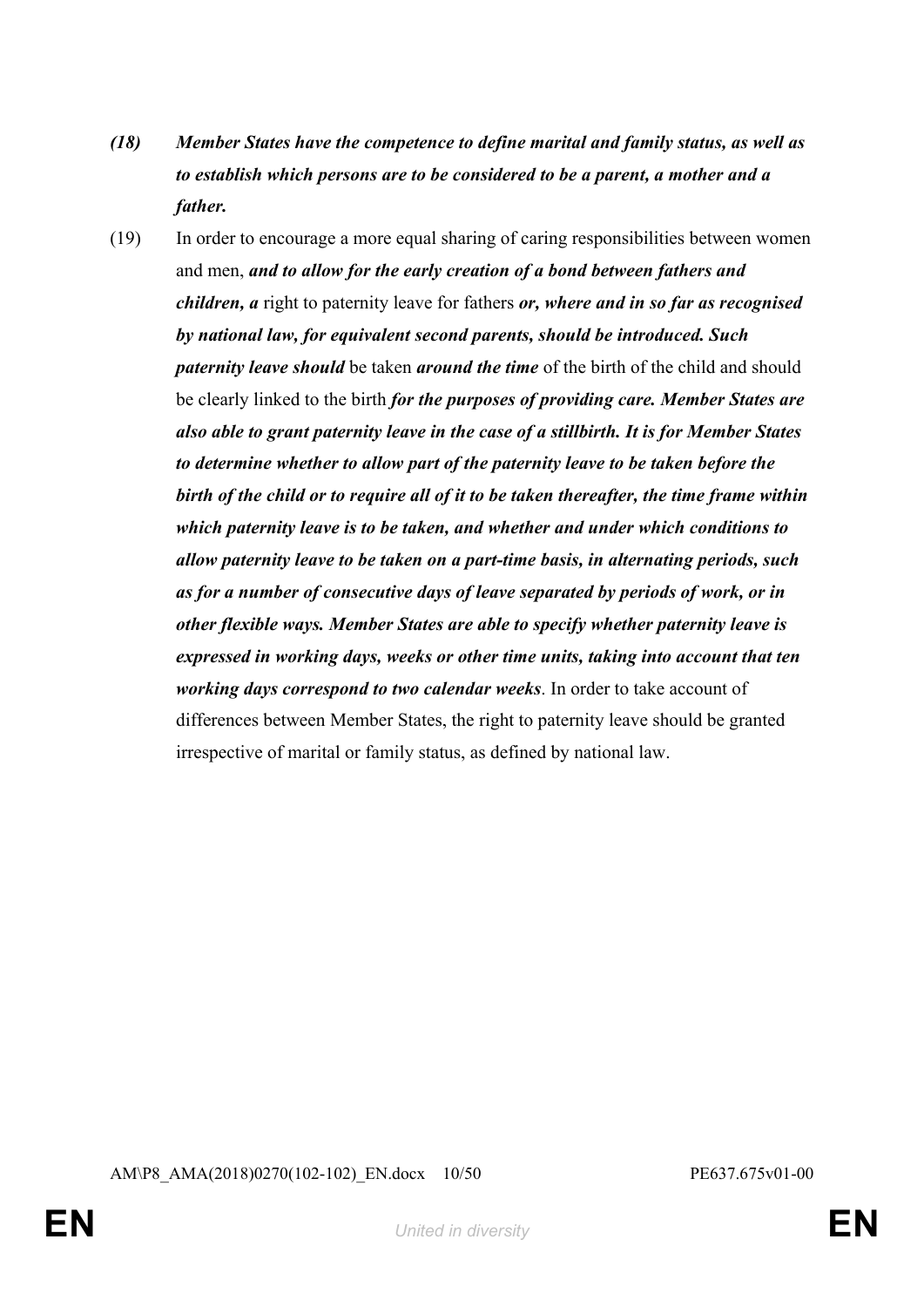***(18) Member States have the competence to define marital and family status, as well as to establish which persons are to be considered to be a parent, a mother and a father.***

(19) In order to encourage a more equal sharing of caring responsibilities between women and men, ***and to allow for the early creation of a bond between fathers and children, a*** right to paternity leave for fathers ***or, where and in so far as recognised by national law, for equivalent second parents, should be introduced. Such paternity leave should*** be taken ***around the time*** of the birth of the child and should be clearly linked to the birth ***for the purposes of providing care. Member States are also able to grant paternity leave in the case of a stillbirth. It is for Member States to determine whether to allow part of the paternity leave to be taken before the birth of the child or to require all of it to be taken thereafter, the time frame within which paternity leave is to be taken, and whether and under which conditions to allow paternity leave to be taken on a part-time basis, in alternating periods, such as for a number of consecutive days of leave separated by periods of work, or in other flexible ways. Member States are able to specify whether paternity leave is expressed in working days, weeks or other time units, taking into account that ten working days correspond to two calendar weeks***. In order to take account of differences between Member States, the right to paternity leave should be granted irrespective of marital or family status, as defined by national law.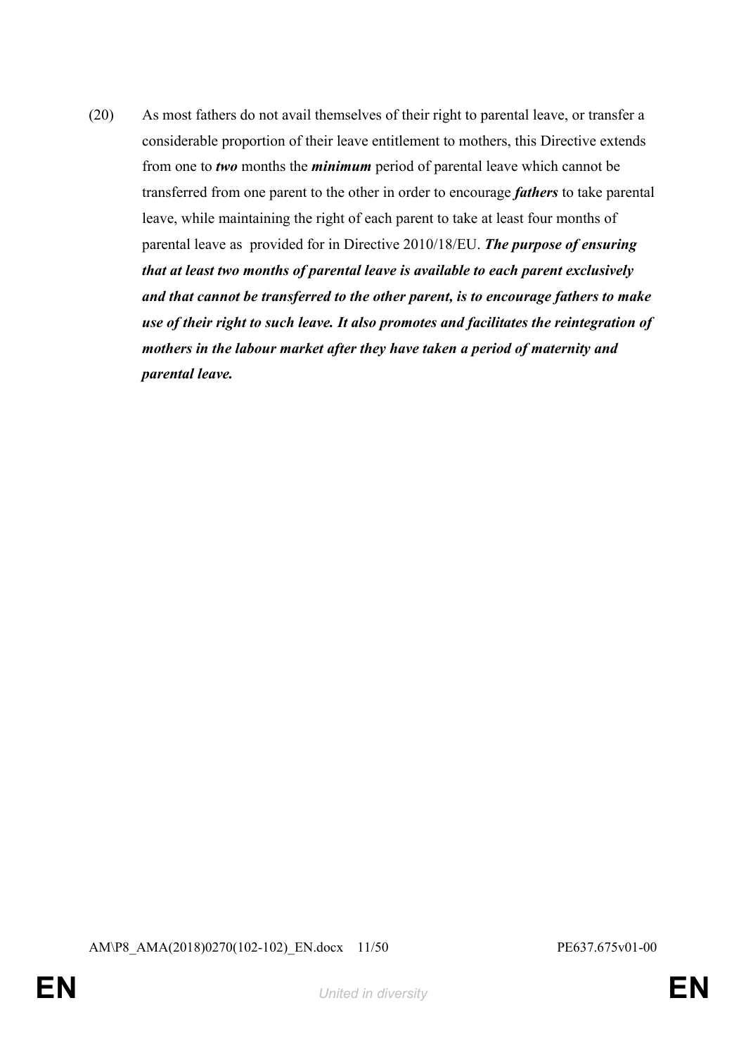(20) As most fathers do not avail themselves of their right to parental leave, or transfer a considerable proportion of their leave entitlement to mothers, this Directive extends from one to ***two*** months the ***minimum*** period of parental leave which cannot be transferred from one parent to the other in order to encourage ***fathers*** to take parental leave, while maintaining the right of each parent to take at least four months of parental leave as provided for in Directive 2010/18/EU. ***The purpose of ensuring that at least two months of parental leave is available to each parent exclusively and that cannot be transferred to the other parent, is to encourage fathers to make use of their right to such leave. It also promotes and facilitates the reintegration of mothers in the labour market after they have taken a period of maternity and parental leave.***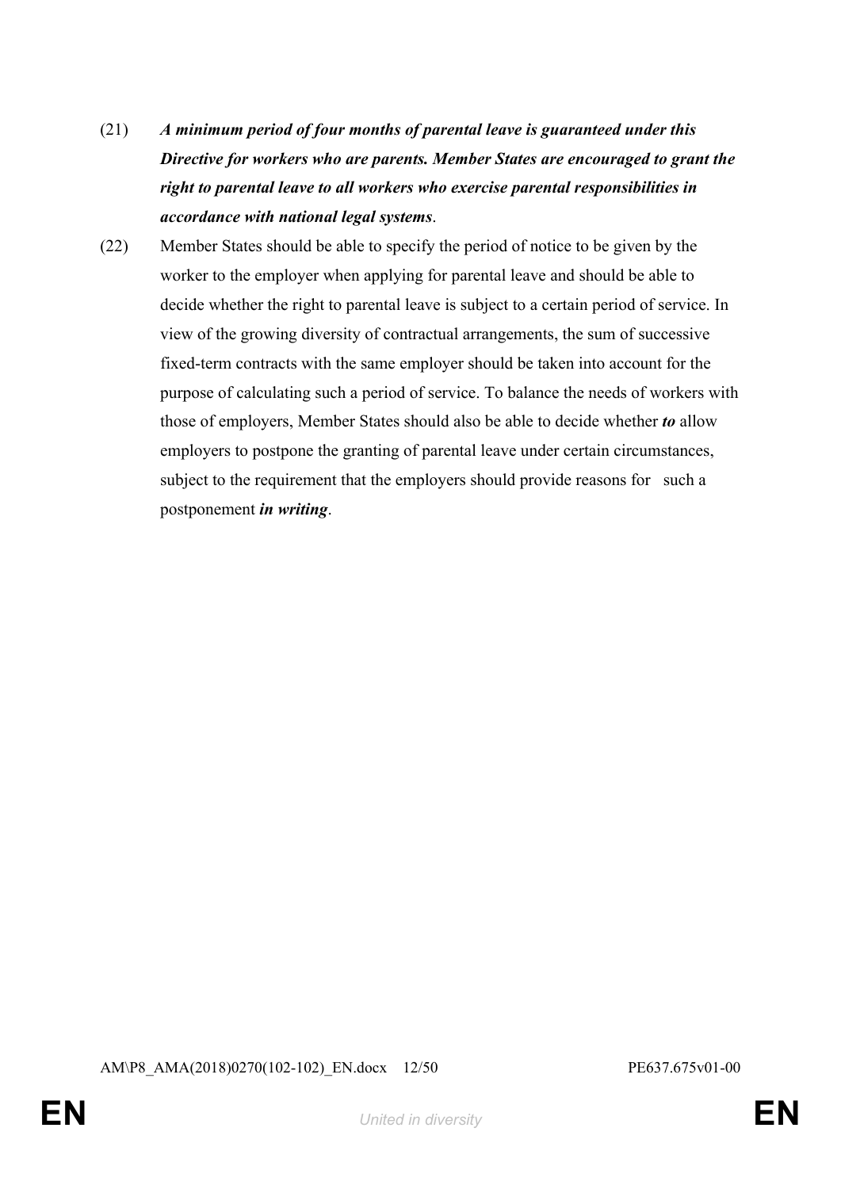(21) ***A minimum period of four months of parental leave is guaranteed under this Directive for workers who are parents. Member States are encouraged to grant the right to parental leave to all workers who exercise parental responsibilities in accordance with national legal systems***.

(22) Member States should be able to specify the period of notice to be given by the worker to the employer when applying for parental leave and should be able to decide whether the right to parental leave is subject to a certain period of service. In view of the growing diversity of contractual arrangements, the sum of successive fixed-term contracts with the same employer should be taken into account for the purpose of calculating such a period of service. To balance the needs of workers with those of employers, Member States should also be able to decide whether ***to*** allow employers to postpone the granting of parental leave under certain circumstances, subject to the requirement that the employers should provide reasons for such a postponement ***in writing***.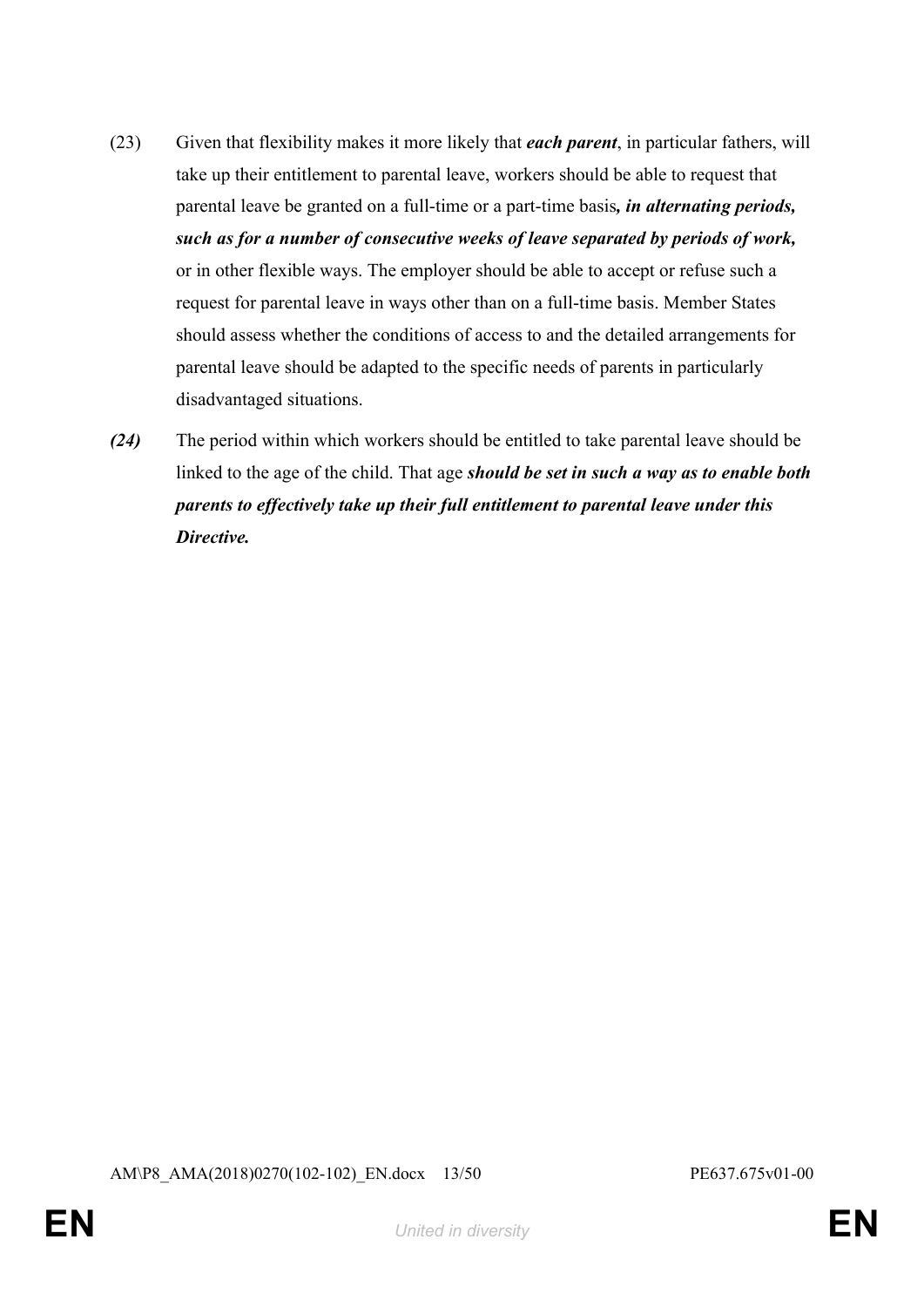(23) Given that flexibility makes it more likely that ***each parent***, in particular fathers, will take up their entitlement to parental leave, workers should be able to request that parental leave be granted on a full-time or a part-time basis***, in alternating periods, such as for a number of consecutive weeks of leave separated by periods of work,*** or in other flexible ways. The employer should be able to accept or refuse such a request for parental leave in ways other than on a full-time basis. Member States should assess whether the conditions of access to and the detailed arrangements for parental leave should be adapted to the specific needs of parents in particularly disadvantaged situations.

***(24)*** The period within which workers should be entitled to take parental leave should be linked to the age of the child. That age ***should be set in such a way as to enable both parents to effectively take up their full entitlement to parental leave under this Directive.***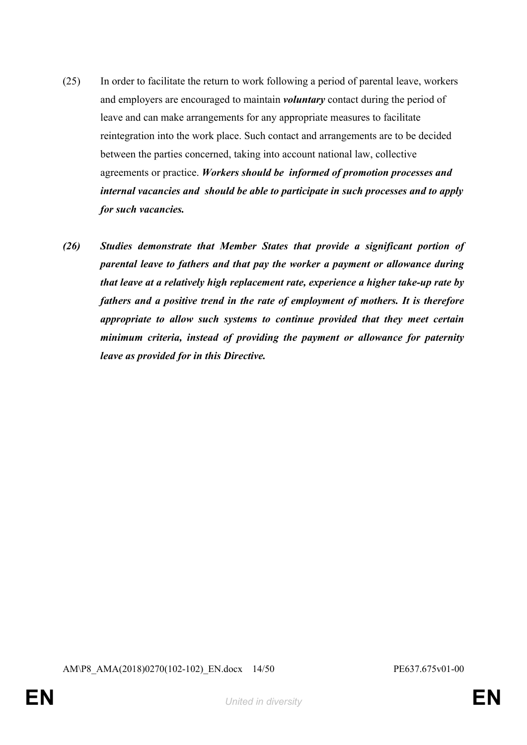(25) In order to facilitate the return to work following a period of parental leave, workers and employers are encouraged to maintain ***voluntary*** contact during the period of leave and can make arrangements for any appropriate measures to facilitate reintegration into the work place. Such contact and arrangements are to be decided between the parties concerned, taking into account national law, collective agreements or practice. ***Workers should be informed of promotion processes and internal vacancies and should be able to participate in such processes and to apply for such vacancies.***

***(26) Studies demonstrate that Member States that provide a significant portion of parental leave to fathers and that pay the worker a payment or allowance during that leave at a relatively high replacement rate, experience a higher take-up rate by fathers and a positive trend in the rate of employment of mothers. It is therefore appropriate to allow such systems to continue provided that they meet certain minimum criteria, instead of providing the payment or allowance for paternity leave as provided for in this Directive.***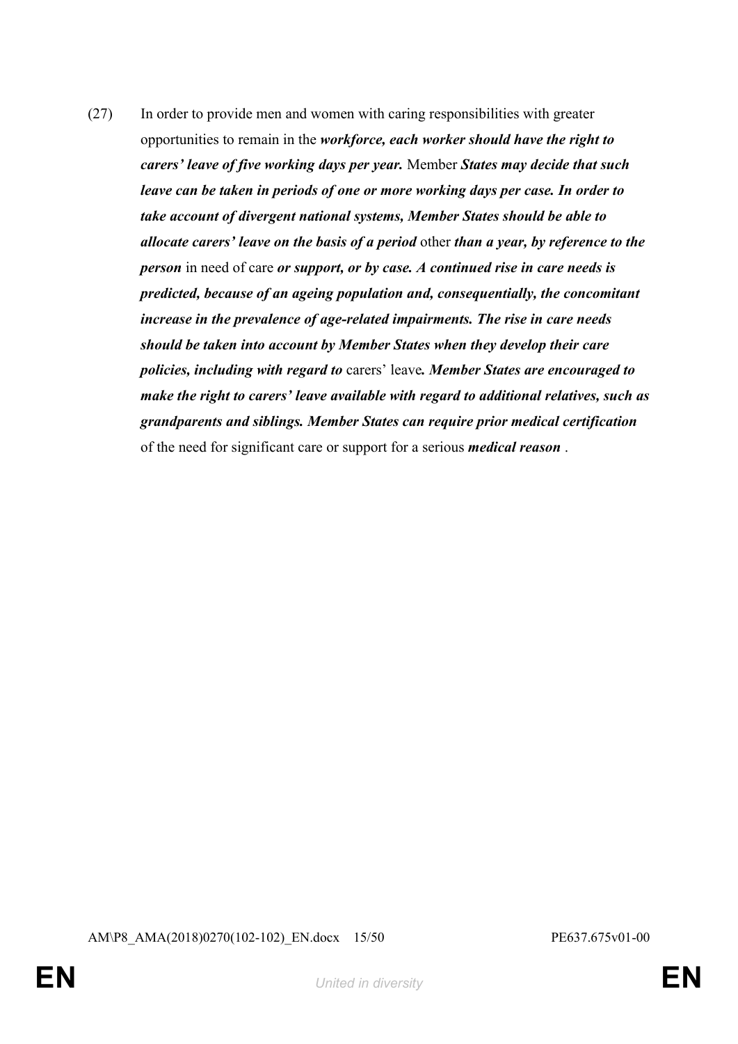(27) In order to provide men and women with caring responsibilities with greater opportunities to remain in the ***workforce, each worker should have the right to carers' leave of five working days per year.*** Member ***States may decide that such leave can be taken in periods of one or more working days per case. In order to take account of divergent national systems, Member States should be able to allocate carers' leave on the basis of a period*** other ***than a year, by reference to the person*** in need of care ***or support, or by case. A continued rise in care needs is predicted, because of an ageing population and, consequentially, the concomitant increase in the prevalence of age-related impairments. The rise in care needs should be taken into account by Member States when they develop their care policies, including with regard to*** carers' leave***. Member States are encouraged to make the right to carers' leave available with regard to additional relatives, such as grandparents and siblings. Member States can require prior medical certification*** of the need for significant care or support for a serious ***medical reason*** .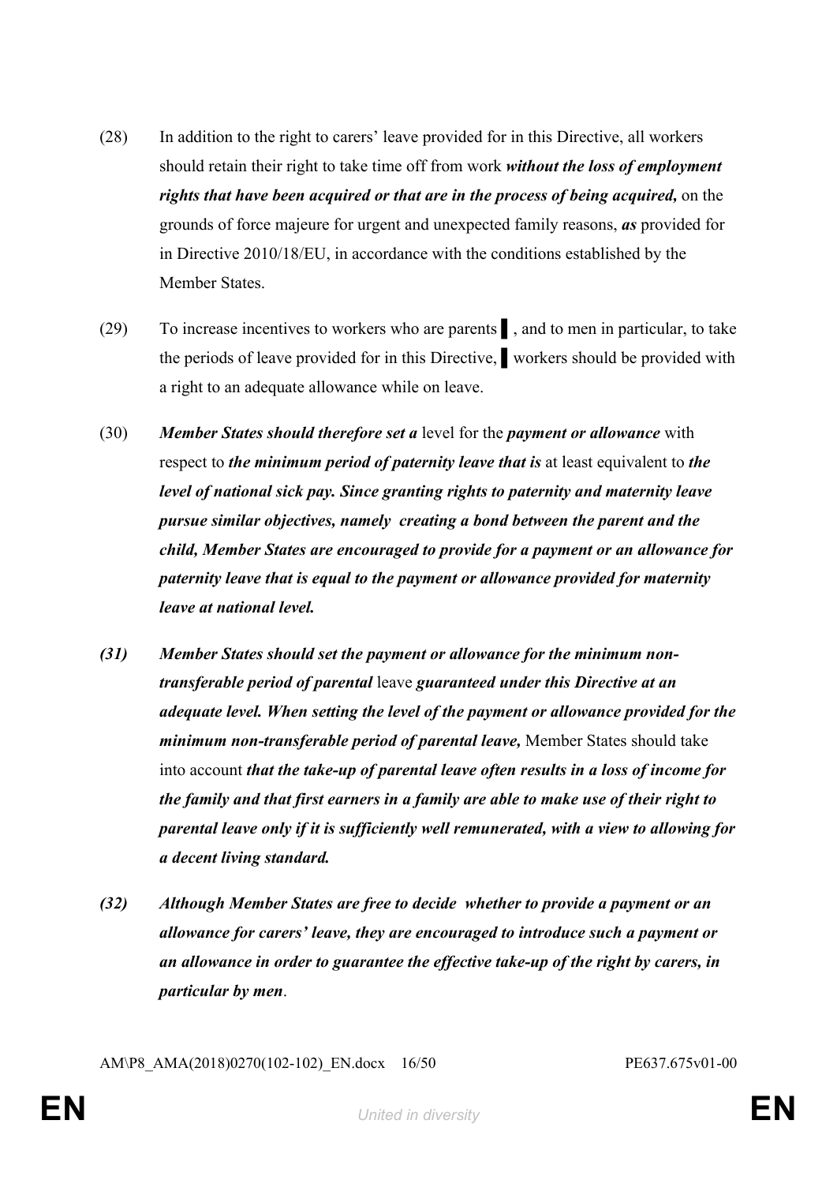(28) In addition to the right to carers' leave provided for in this Directive, all workers should retain their right to take time off from work ***without the loss of employment rights that have been acquired or that are in the process of being acquired,*** on the grounds of force majeure for urgent and unexpected family reasons, ***as*** provided for in Directive 2010/18/EU, in accordance with the conditions established by the Member States.

(29) To increase incentives to workers who are parents ▌, and to men in particular, to take the periods of leave provided for in this Directive, ▌workers should be provided with a right to an adequate allowance while on leave.

(30) ***Member States should therefore set a*** level for the ***payment or allowance*** with respect to ***the minimum period of paternity leave that is*** at least equivalent to ***the level of national sick pay. Since granting rights to paternity and maternity leave pursue similar objectives, namely creating a bond between the parent and the child, Member States are encouraged to provide for a payment or an allowance for paternity leave that is equal to the payment or allowance provided for maternity leave at national level.***

***(31) Member States should set the payment or allowance for the minimum non-transferable period of parental*** leave ***guaranteed under this Directive at an adequate level. When setting the level of the payment or allowance provided for the minimum non-transferable period of parental leave,*** Member States should take into account ***that the take-up of parental leave often results in a loss of income for the family and that first earners in a family are able to make use of their right to parental leave only if it is sufficiently well remunerated, with a view to allowing for a decent living standard.***

***(32) Although Member States are free to decide whether to provide a payment or an allowance for carers' leave, they are encouraged to introduce such a payment or an allowance in order to guarantee the effective take-up of the right by carers, in particular by men***.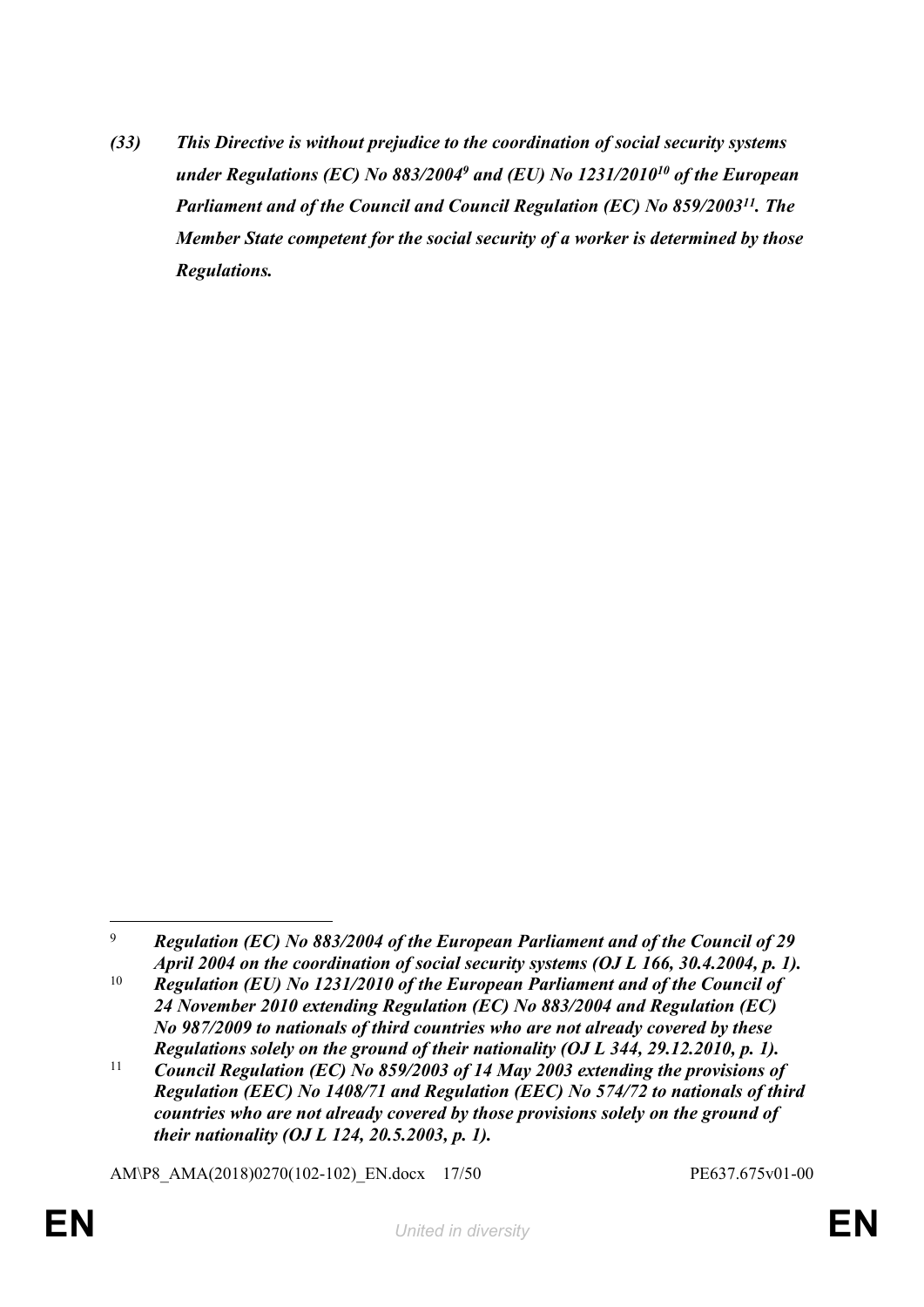***(33) This Directive is without prejudice to the coordination of social security systems under Regulations (EC) No 883/2004[9] and (EU) No 1231/2010[10] of the European Parliament and of the Council and Council Regulation (EC) No 859/2003[11]. The Member State competent for the social security of a worker is determined by those Regulations.***

---

[9] ***Regulation (EC) No 883/2004 of the European Parliament and of the Council of 29 April 2004 on the coordination of social security systems (OJ L 166, 30.4.2004, p. 1).***

[10] ***Regulation (EU) No 1231/2010 of the European Parliament and of the Council of 24 November 2010 extending Regulation (EC) No 883/2004 and Regulation (EC) No 987/2009 to nationals of third countries who are not already covered by these Regulations solely on the ground of their nationality (OJ L 344, 29.12.2010, p. 1).***

[11] ***Council Regulation (EC) No 859/2003 of 14 May 2003 extending the provisions of Regulation (EEC) No 1408/71 and Regulation (EEC) No 574/72 to nationals of third countries who are not already covered by those provisions solely on the ground of their nationality (OJ L 124, 20.5.2003, p. 1).***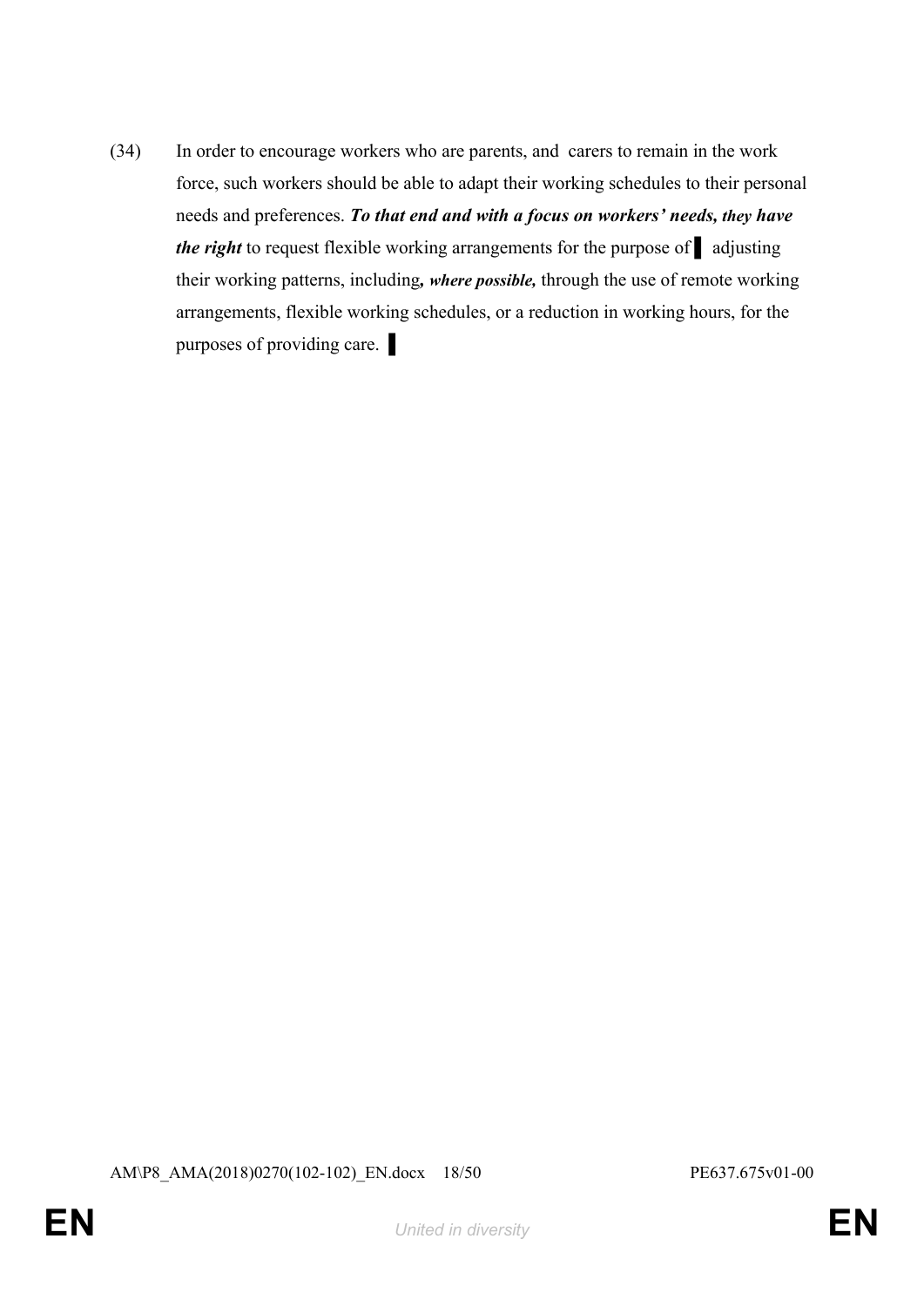(34) In order to encourage workers who are parents, and carers to remain in the work force, such workers should be able to adapt their working schedules to their personal needs and preferences. ***To that end and with a focus on workers' needs, they have the right*** to request flexible working arrangements for the purpose of ▌ adjusting their working patterns, including***, where possible,*** through the use of remote working arrangements, flexible working schedules, or a reduction in working hours, for the purposes of providing care. ▌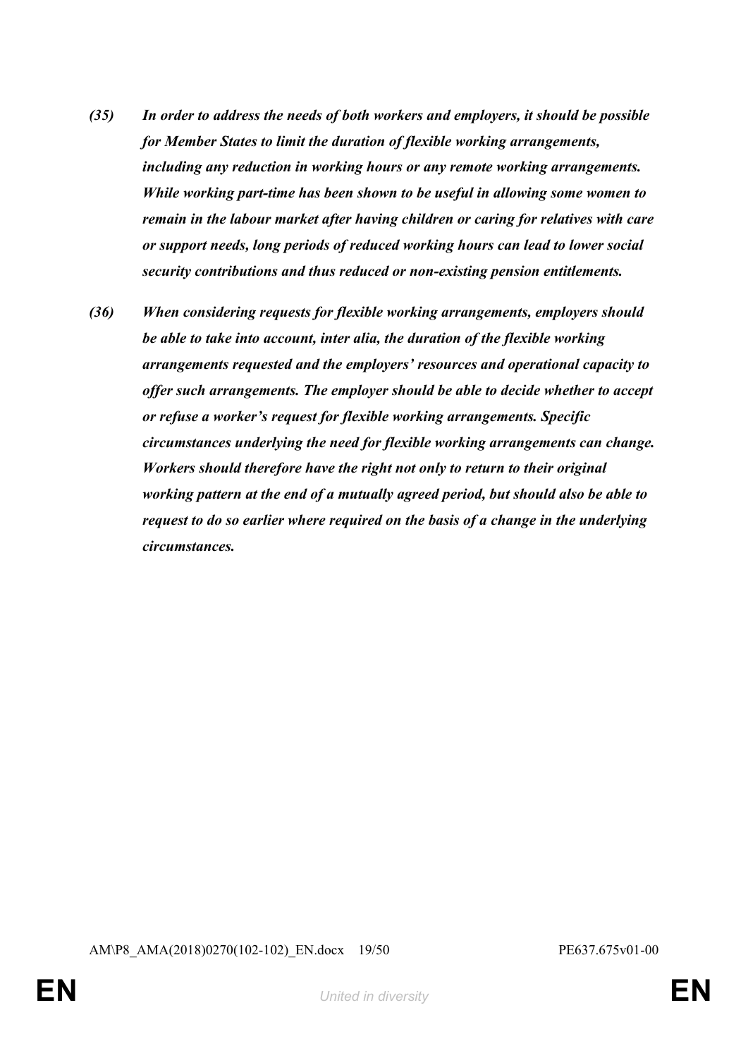*(35) In order to address the needs of both workers and employers, it should be possible for Member States to limit the duration of flexible working arrangements, including any reduction in working hours or any remote working arrangements. While working part-time has been shown to be useful in allowing some women to remain in the labour market after having children or caring for relatives with care or support needs, long periods of reduced working hours can lead to lower social security contributions and thus reduced or non-existing pension entitlements.*

*(36) When considering requests for flexible working arrangements, employers should be able to take into account, inter alia, the duration of the flexible working arrangements requested and the employers' resources and operational capacity to offer such arrangements. The employer should be able to decide whether to accept or refuse a worker's request for flexible working arrangements. Specific circumstances underlying the need for flexible working arrangements can change. Workers should therefore have the right not only to return to their original working pattern at the end of a mutually agreed period, but should also be able to request to do so earlier where required on the basis of a change in the underlying circumstances.*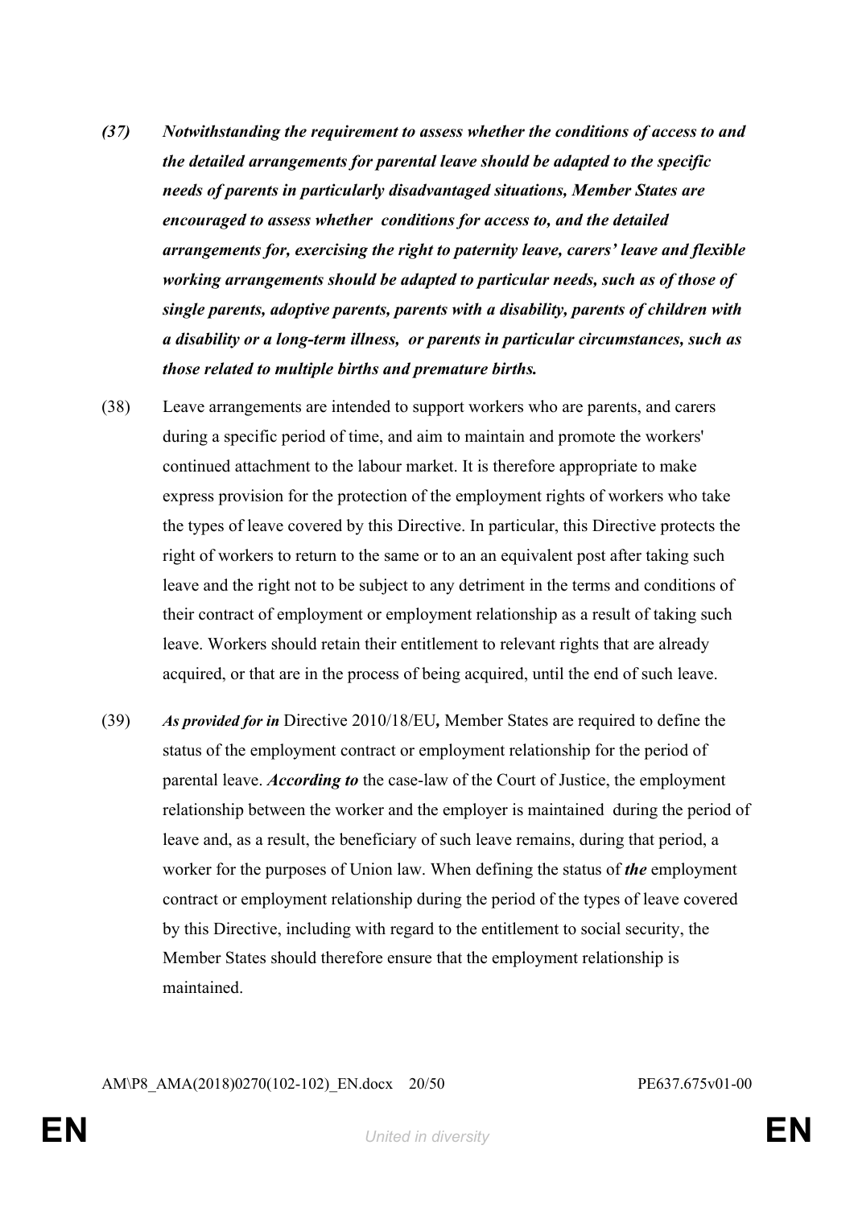***(37) Notwithstanding the requirement to assess whether the conditions of access to and the detailed arrangements for parental leave should be adapted to the specific needs of parents in particularly disadvantaged situations, Member States are encouraged to assess whether conditions for access to, and the detailed arrangements for, exercising the right to paternity leave, carers' leave and flexible working arrangements should be adapted to particular needs, such as of those of single parents, adoptive parents, parents with a disability, parents of children with a disability or a long-term illness, or parents in particular circumstances, such as those related to multiple births and premature births.***

(38) Leave arrangements are intended to support workers who are parents, and carers during a specific period of time, and aim to maintain and promote the workers' continued attachment to the labour market. It is therefore appropriate to make express provision for the protection of the employment rights of workers who take the types of leave covered by this Directive. In particular, this Directive protects the right of workers to return to the same or to an an equivalent post after taking such leave and the right not to be subject to any detriment in the terms and conditions of their contract of employment or employment relationship as a result of taking such leave. Workers should retain their entitlement to relevant rights that are already acquired, or that are in the process of being acquired, until the end of such leave.

(39) ***As provided for in*** Directive 2010/18/EU***,*** Member States are required to define the status of the employment contract or employment relationship for the period of parental leave. ***According to*** the case-law of the Court of Justice, the employment relationship between the worker and the employer is maintained during the period of leave and, as a result, the beneficiary of such leave remains, during that period, a worker for the purposes of Union law. When defining the status of ***the*** employment contract or employment relationship during the period of the types of leave covered by this Directive, including with regard to the entitlement to social security, the Member States should therefore ensure that the employment relationship is maintained.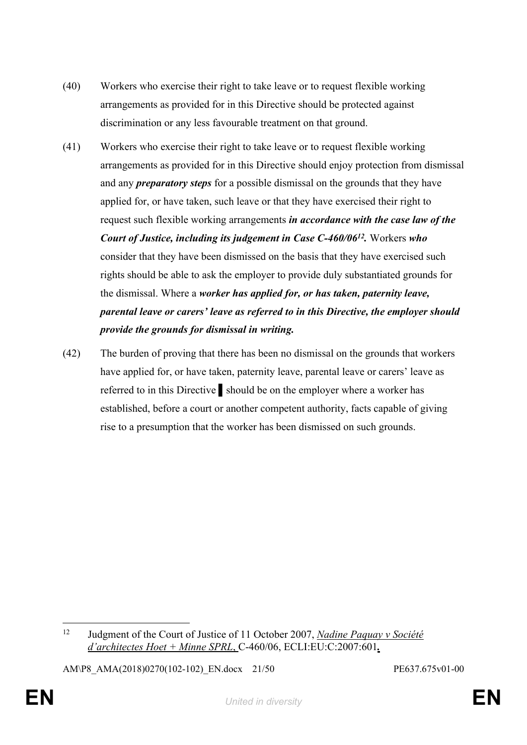(40) Workers who exercise their right to take leave or to request flexible working arrangements as provided for in this Directive should be protected against discrimination or any less favourable treatment on that ground.

(41) Workers who exercise their right to take leave or to request flexible working arrangements as provided for in this Directive should enjoy protection from dismissal and any ***preparatory steps*** for a possible dismissal on the grounds that they have applied for, or have taken, such leave or that they have exercised their right to request such flexible working arrangements ***in accordance with the case law of the Court of Justice, including its judgement in Case C-460/06[12].*** Workers ***who*** consider that they have been dismissed on the basis that they have exercised such rights should be able to ask the employer to provide duly substantiated grounds for the dismissal. Where a ***worker has applied for, or has taken, paternity leave, parental leave or carers' leave as referred to in this Directive, the employer should provide the grounds for dismissal in writing.***

(42) The burden of proving that there has been no dismissal on the grounds that workers have applied for, or have taken, paternity leave, parental leave or carers' leave as referred to in this Directive ▌should be on the employer where a worker has established, before a court or another competent authority, facts capable of giving rise to a presumption that the worker has been dismissed on such grounds.

---

[12] Judgment of the Court of Justice of 11 October 2007, *Nadine Paquay v Société d'architectes Hoet + Minne SPRL*, C-460/06, ECLI:EU:C:2007:601.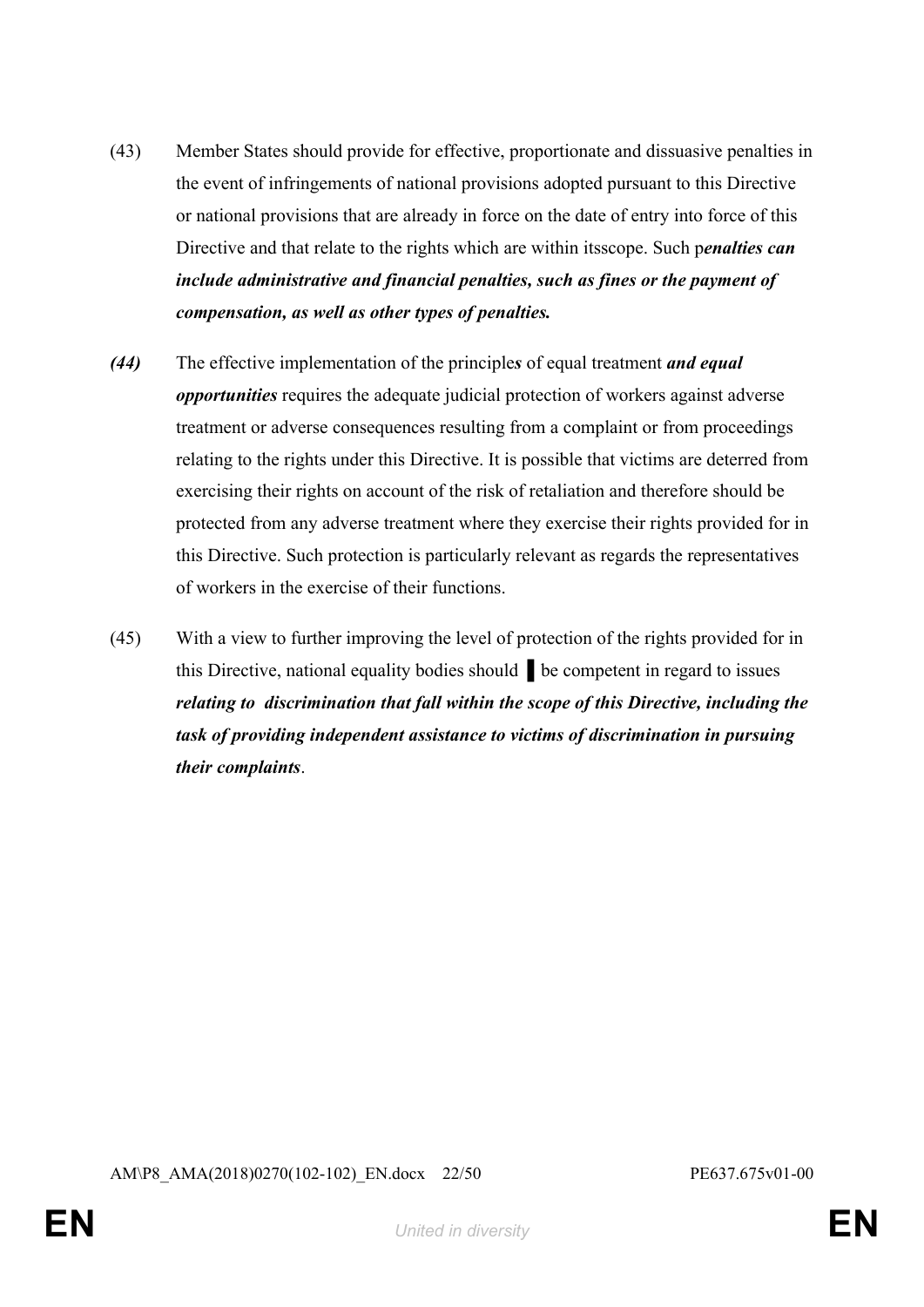(43) Member States should provide for effective, proportionate and dissuasive penalties in the event of infringements of national provisions adopted pursuant to this Directive or national provisions that are already in force on the date of entry into force of this Directive and that relate to the rights which are within itsscope. Such p***enalties can include administrative and financial penalties, such as fines or the payment of compensation, as well as other types of penalties.***

***(44)*** The effective implementation of the principle***s*** of equal treatment ***and equal opportunities*** requires the adequate judicial protection of workers against adverse treatment or adverse consequences resulting from a complaint or from proceedings relating to the rights under this Directive. It is possible that victims are deterred from exercising their rights on account of the risk of retaliation and therefore should be protected from any adverse treatment where they exercise their rights provided for in this Directive. Such protection is particularly relevant as regards the representatives of workers in the exercise of their functions.

(45) With a view to further improving the level of protection of the rights provided for in this Directive, national equality bodies should ▌be competent in regard to issues ***relating to discrimination that fall within the scope of this Directive, including the task of providing independent assistance to victims of discrimination in pursuing their complaints***.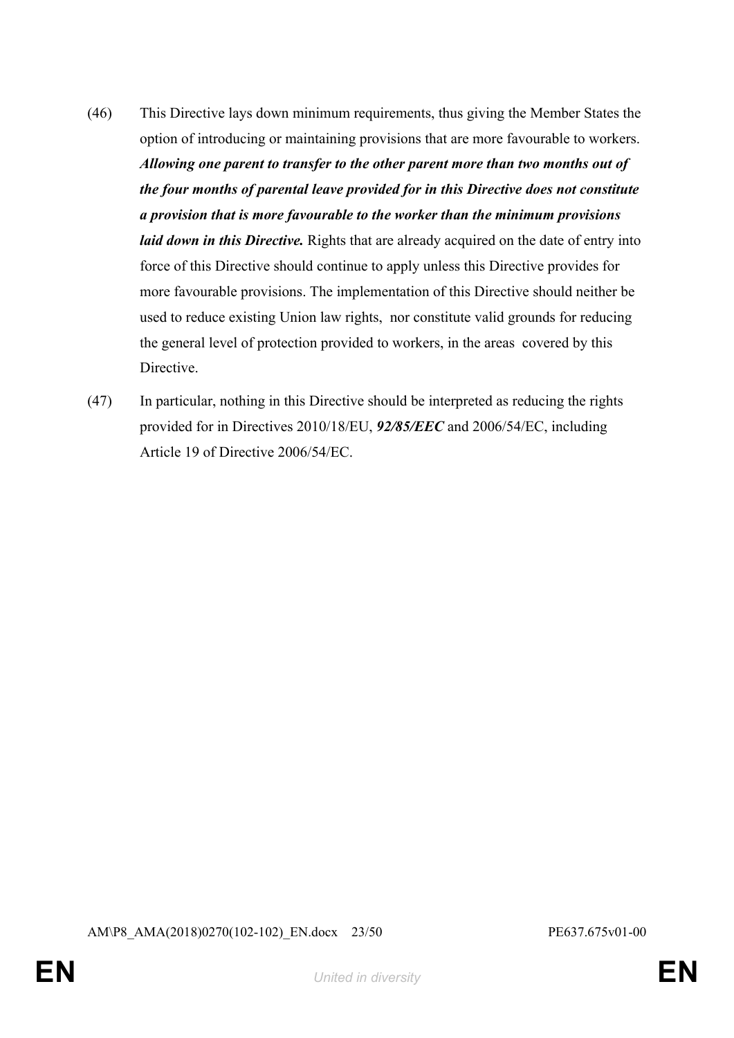(46) This Directive lays down minimum requirements, thus giving the Member States the option of introducing or maintaining provisions that are more favourable to workers. ***Allowing one parent to transfer to the other parent more than two months out of the four months of parental leave provided for in this Directive does not constitute a provision that is more favourable to the worker than the minimum provisions laid down in this Directive.*** Rights that are already acquired on the date of entry into force of this Directive should continue to apply unless this Directive provides for more favourable provisions. The implementation of this Directive should neither be used to reduce existing Union law rights, nor constitute valid grounds for reducing the general level of protection provided to workers, in the areas covered by this Directive.

(47) In particular, nothing in this Directive should be interpreted as reducing the rights provided for in Directives 2010/18/EU, ***92/85/EEC*** and 2006/54/EC, including Article 19 of Directive 2006/54/EC.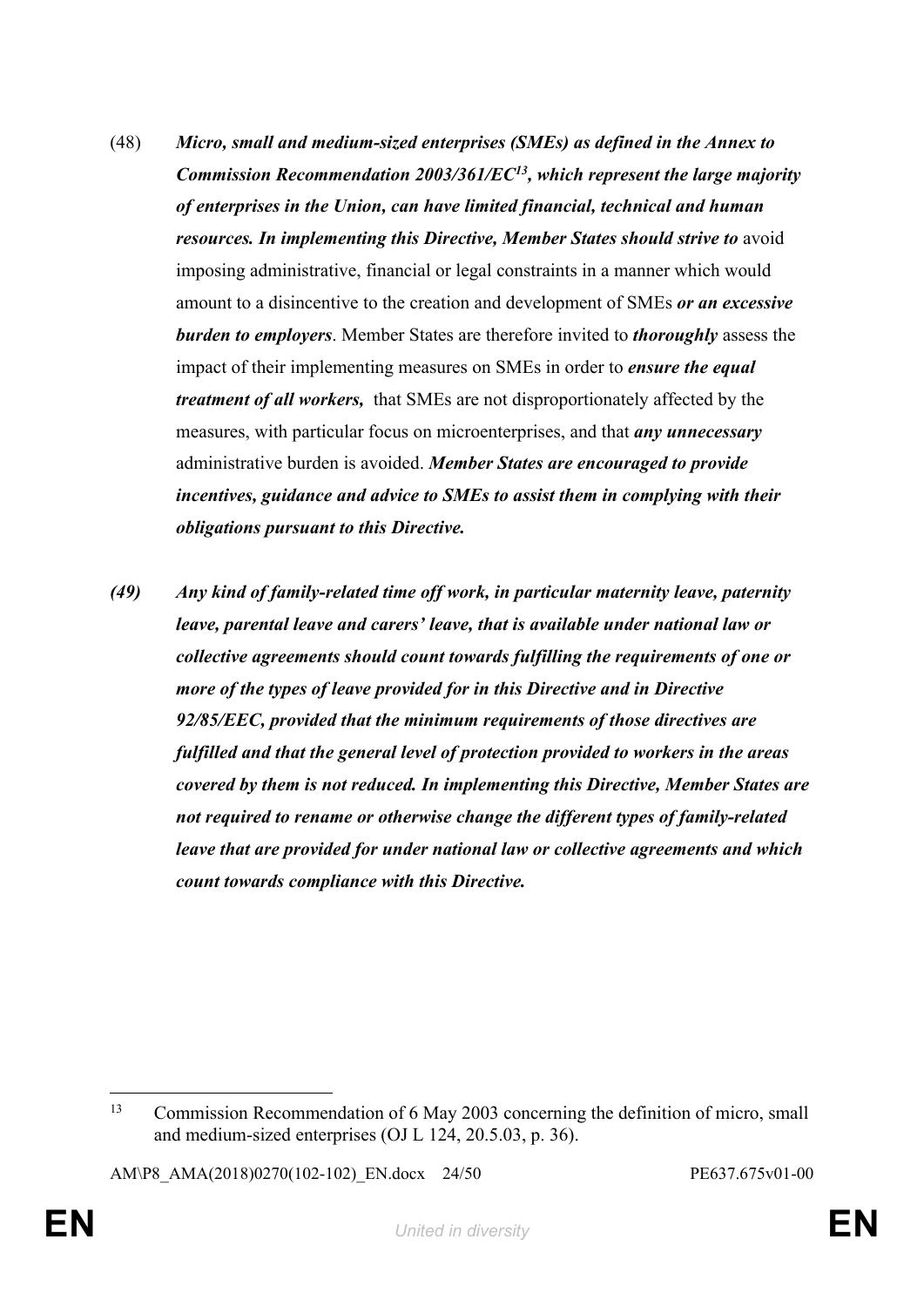(48) ***Micro, small and medium-sized enterprises (SMEs) as defined in the Annex to Commission Recommendation 2003/361/EC[13], which represent the large majority of enterprises in the Union, can have limited financial, technical and human resources. In implementing this Directive, Member States should strive to*** avoid imposing administrative, financial or legal constraints in a manner which would amount to a disincentive to the creation and development of SMEs ***or an excessive burden to employers***. Member States are therefore invited to ***thoroughly*** assess the impact of their implementing measures on SMEs in order to ***ensure the equal treatment of all workers,*** that SMEs are not disproportionately affected by the measures, with particular focus on microenterprises, and that ***any unnecessary*** administrative burden is avoided. ***Member States are encouraged to provide incentives, guidance and advice to SMEs to assist them in complying with their obligations pursuant to this Directive.***

***(49) Any kind of family-related time off work, in particular maternity leave, paternity leave, parental leave and carers' leave, that is available under national law or collective agreements should count towards fulfilling the requirements of one or more of the types of leave provided for in this Directive and in Directive 92/85/EEC, provided that the minimum requirements of those directives are fulfilled and that the general level of protection provided to workers in the areas covered by them is not reduced. In implementing this Directive, Member States are not required to rename or otherwise change the different types of family-related leave that are provided for under national law or collective agreements and which count towards compliance with this Directive.***

---

[13] Commission Recommendation of 6 May 2003 concerning the definition of micro, small and medium-sized enterprises (OJ L 124, 20.5.03, p. 36).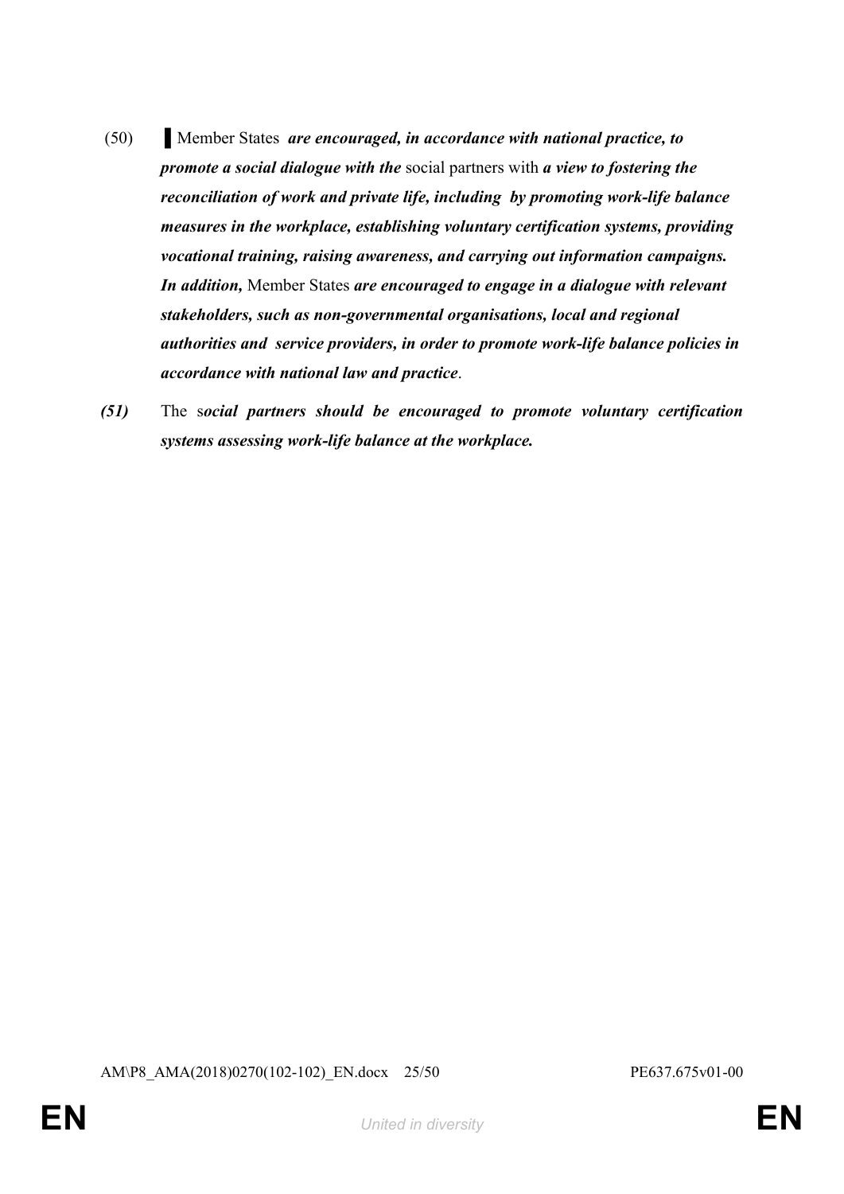(50) ▌ Member States ***are encouraged, in accordance with national practice, to promote a social dialogue with the*** social partners with ***a view to fostering the reconciliation of work and private life, including by promoting work-life balance measures in the workplace, establishing voluntary certification systems, providing vocational training, raising awareness, and carrying out information campaigns. In addition,*** Member States ***are encouraged to engage in a dialogue with relevant stakeholders, such as non-governmental organisations, local and regional authorities and service providers, in order to promote work-life balance policies in accordance with national law and practice***.

***(51)*** The s***ocial partners should be encouraged to promote voluntary certification systems assessing work-life balance at the workplace.***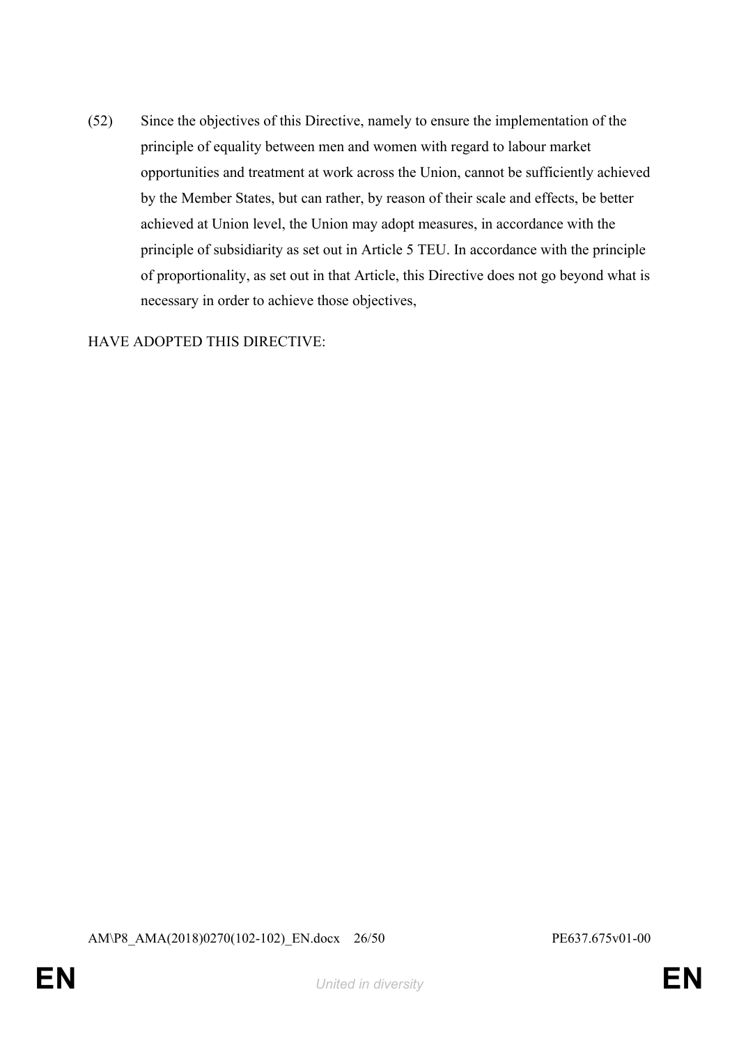(52) Since the objectives of this Directive, namely to ensure the implementation of the principle of equality between men and women with regard to labour market opportunities and treatment at work across the Union, cannot be sufficiently achieved by the Member States, but can rather, by reason of their scale and effects, be better achieved at Union level, the Union may adopt measures, in accordance with the principle of subsidiarity as set out in Article 5 TEU. In accordance with the principle of proportionality, as set out in that Article, this Directive does not go beyond what is necessary in order to achieve those objectives,

HAVE ADOPTED THIS DIRECTIVE: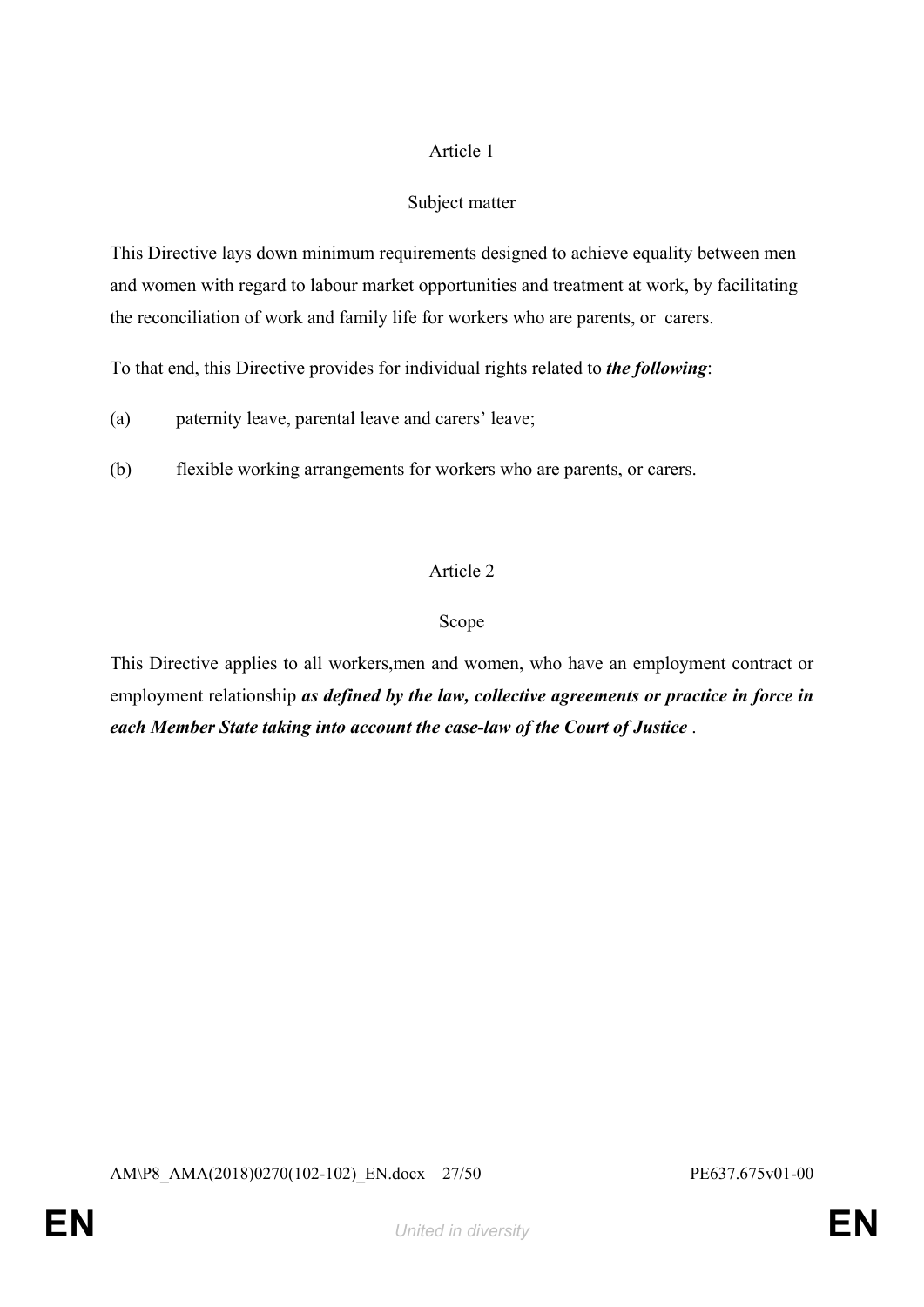Article 1

Subject matter

This Directive lays down minimum requirements designed to achieve equality between men and women with regard to labour market opportunities and treatment at work, by facilitating the reconciliation of work and family life for workers who are parents, or carers.

To that end, this Directive provides for individual rights related to ***the following***:

(a) paternity leave, parental leave and carers' leave;

(b) flexible working arrangements for workers who are parents, or carers.

Article 2

Scope

This Directive applies to all workers,men and women, who have an employment contract or employment relationship ***as defined by the law, collective agreements or practice in force in each Member State taking into account the case-law of the Court of Justice*** .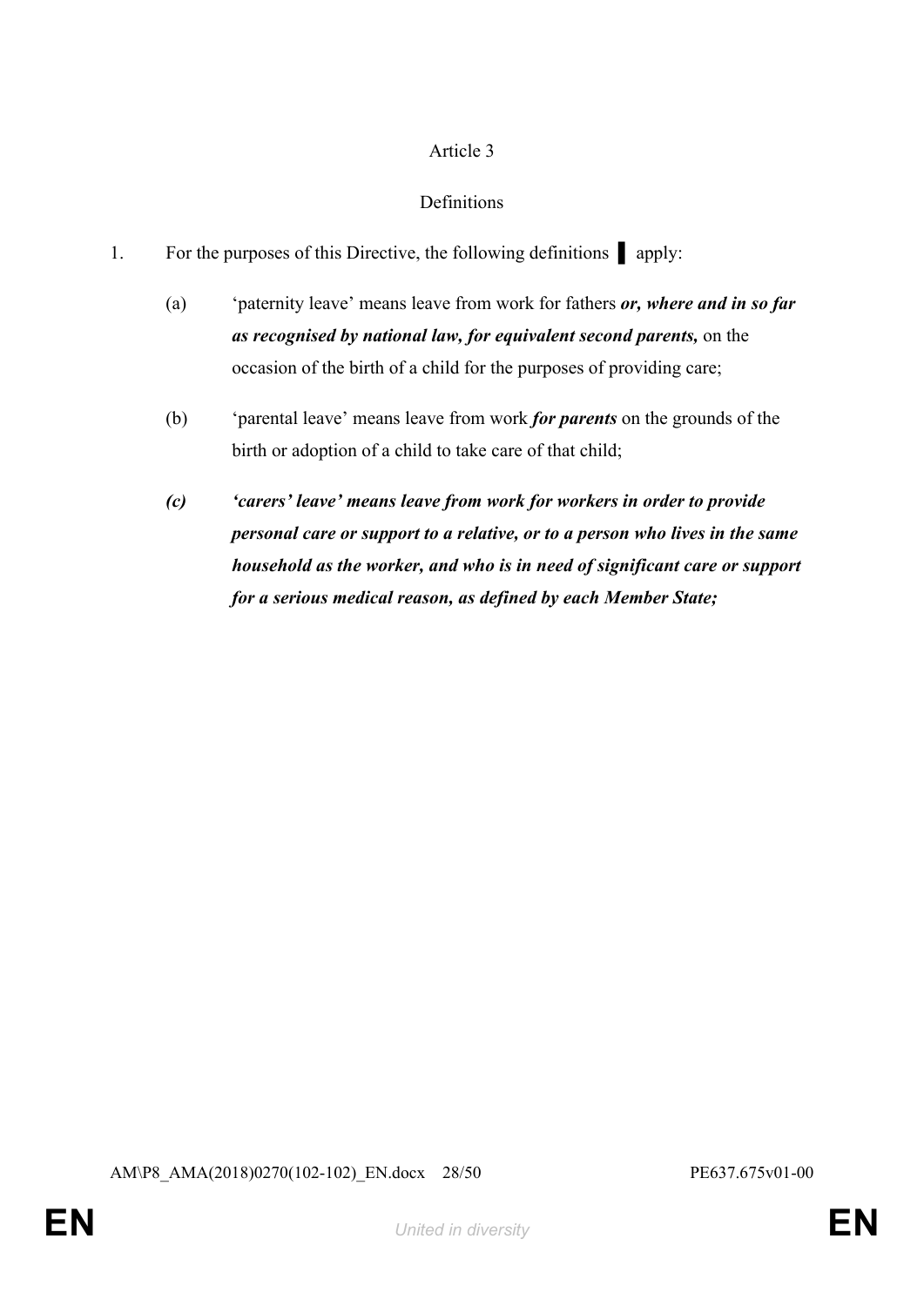Article 3

Definitions

1. For the purposes of this Directive, the following definitions ▌ apply:

   (a) 'paternity leave' means leave from work for fathers ***or, where and in so far as recognised by national law, for equivalent second parents,*** on the occasion of the birth of a child for the purposes of providing care;

   (b) 'parental leave' means leave from work ***for parents*** on the grounds of the birth or adoption of a child to take care of that child;

   ***(c) 'carers' leave' means leave from work for workers in order to provide personal care or support to a relative, or to a person who lives in the same household as the worker, and who is in need of significant care or support for a serious medical reason, as defined by each Member State;***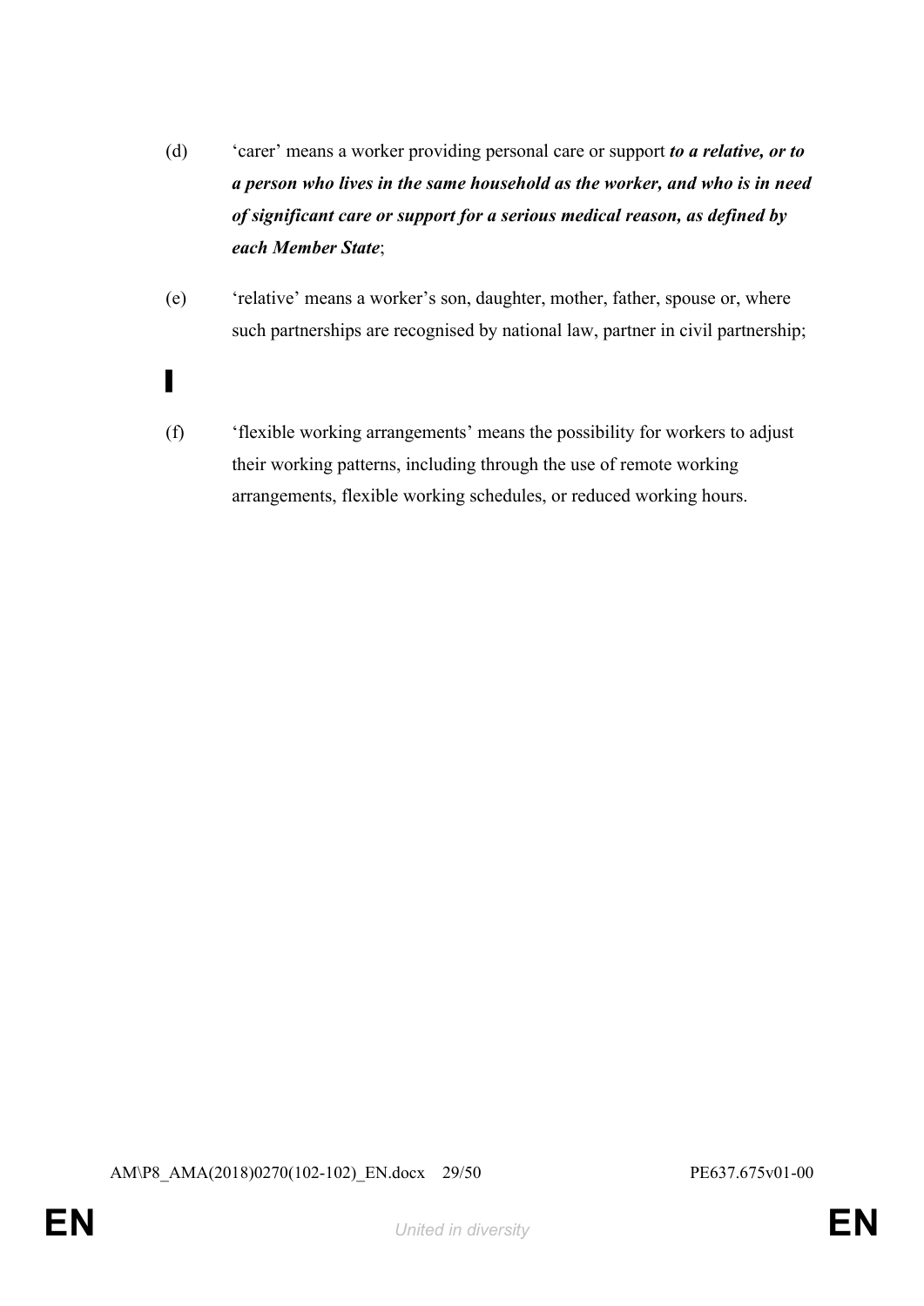(d) ‘carer’ means a worker providing personal care or support ***to a relative, or to a person who lives in the same household as the worker, and who is in need of significant care or support for a serious medical reason, as defined by each Member State***;

(e) ‘relative’ means a worker’s son, daughter, mother, father, spouse or, where such partnerships are recognised by national law, partner in civil partnership;

▌

(f) ‘flexible working arrangements’ means the possibility for workers to adjust their working patterns, including through the use of remote working arrangements, flexible working schedules, or reduced working hours.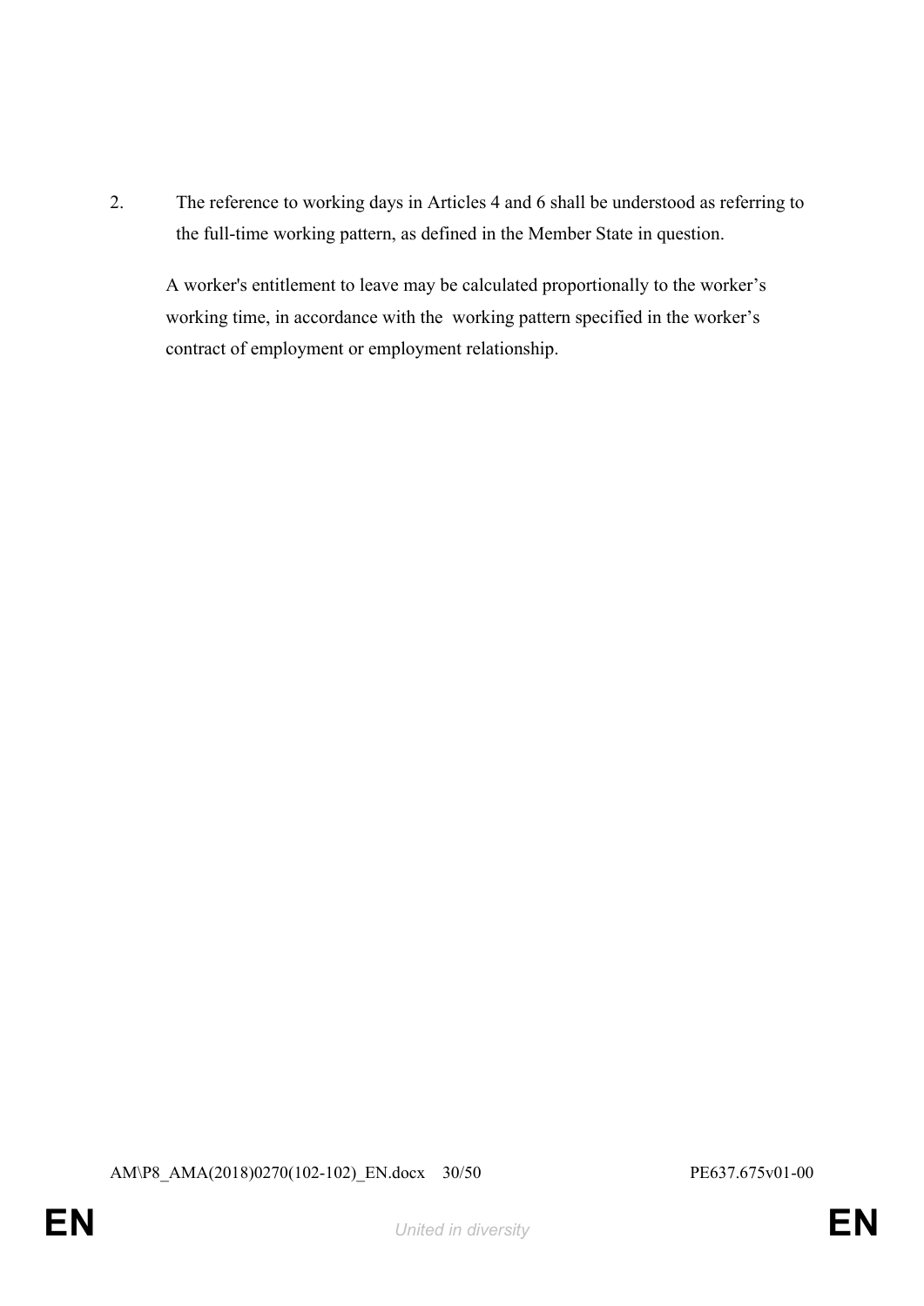2. The reference to working days in Articles 4 and 6 shall be understood as referring to the full-time working pattern, as defined in the Member State in question.

A worker's entitlement to leave may be calculated proportionally to the worker's working time, in accordance with the working pattern specified in the worker's contract of employment or employment relationship.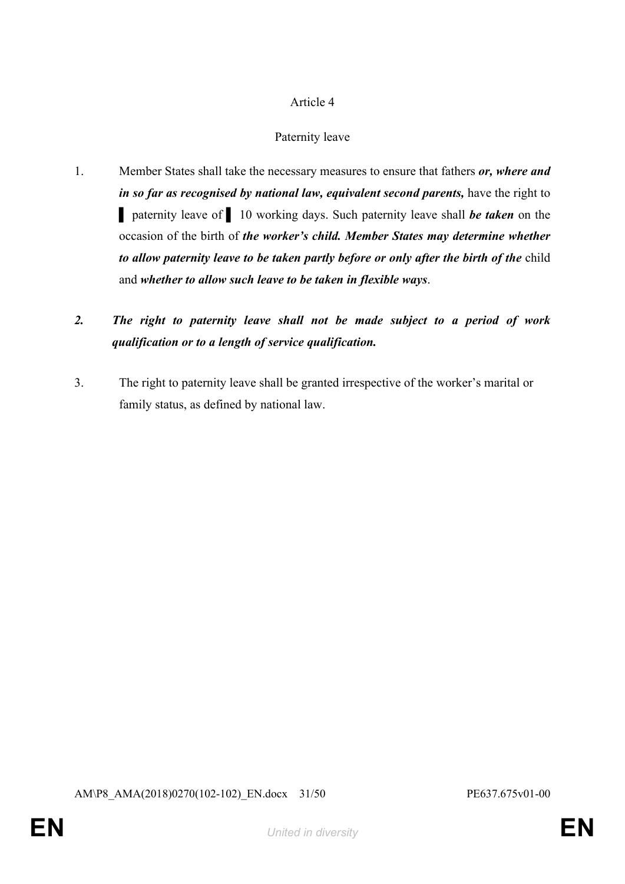Article 4

Paternity leave

1. Member States shall take the necessary measures to ensure that fathers ***or, where and in so far as recognised by national law, equivalent second parents,*** have the right to ▌ paternity leave of ▌ 10 working days. Such paternity leave shall ***be taken*** on the occasion of the birth of ***the worker's child. Member States may determine whether to allow paternity leave to be taken partly before or only after the birth of the*** child and ***whether to allow such leave to be taken in flexible ways***.

***2. The right to paternity leave shall not be made subject to a period of work qualification or to a length of service qualification.***

3. The right to paternity leave shall be granted irrespective of the worker's marital or family status, as defined by national law.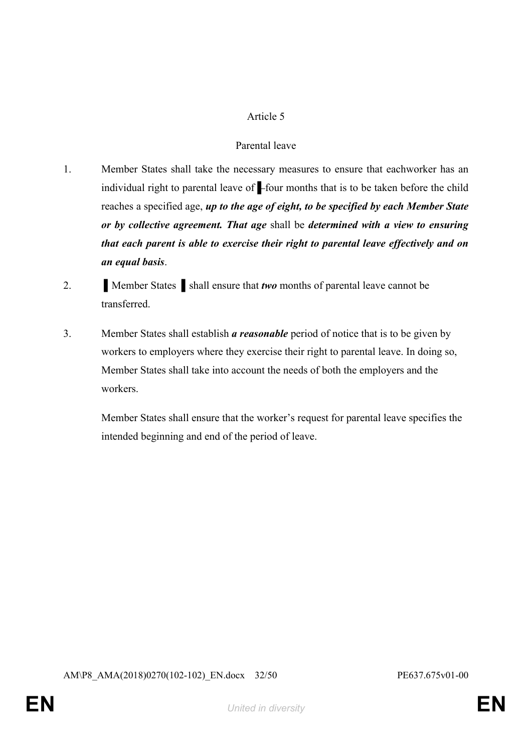Article 5

Parental leave

1. Member States shall take the necessary measures to ensure that eachworker has an individual right to parental leave of ▌four months that is to be taken before the child reaches a specified age, ***up to the age of eight, to be specified by each Member State or by collective agreement. That age*** shall be ***determined with a view to ensuring that each parent is able to exercise their right to parental leave effectively and on an equal basis***.

2. ▌Member States ▌shall ensure that ***two*** months of parental leave cannot be transferred.

3. Member States shall establish ***a reasonable*** period of notice that is to be given by workers to employers where they exercise their right to parental leave. In doing so, Member States shall take into account the needs of both the employers and the workers.

   Member States shall ensure that the worker's request for parental leave specifies the intended beginning and end of the period of leave.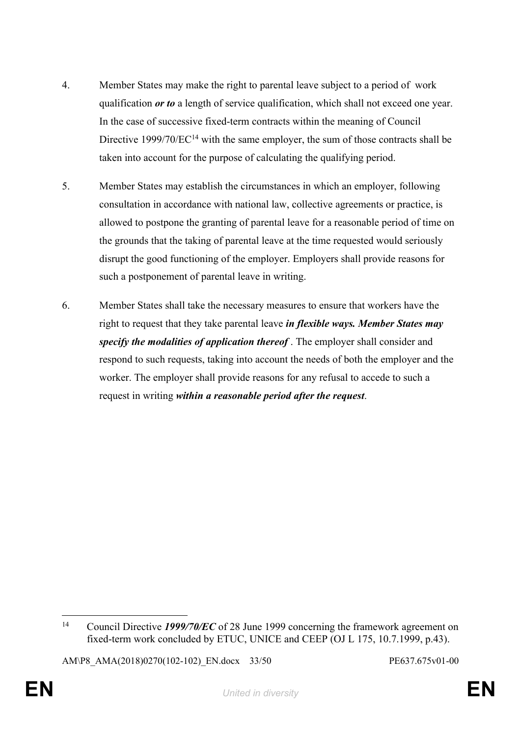4. Member States may make the right to parental leave subject to a period of work qualification ***or to*** a length of service qualification, which shall not exceed one year. In the case of successive fixed-term contracts within the meaning of Council Directive 1999/70/EC[14] with the same employer, the sum of those contracts shall be taken into account for the purpose of calculating the qualifying period.

5. Member States may establish the circumstances in which an employer, following consultation in accordance with national law, collective agreements or practice, is allowed to postpone the granting of parental leave for a reasonable period of time on the grounds that the taking of parental leave at the time requested would seriously disrupt the good functioning of the employer. Employers shall provide reasons for such a postponement of parental leave in writing.

6. Member States shall take the necessary measures to ensure that workers have the right to request that they take parental leave ***in flexible ways. Member States may specify the modalities of application thereof*** . The employer shall consider and respond to such requests, taking into account the needs of both the employer and the worker. The employer shall provide reasons for any refusal to accede to such a request in writing ***within a reasonable period after the request***.

---

[14] Council Directive ***1999/70/EC*** of 28 June 1999 concerning the framework agreement on fixed-term work concluded by ETUC, UNICE and CEEP (OJ L 175, 10.7.1999, p.43).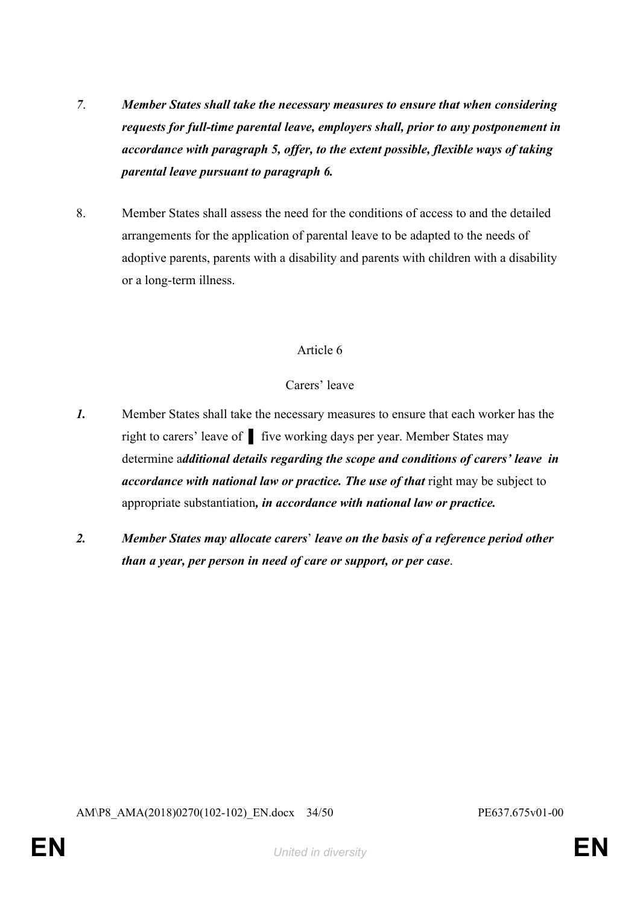*7*. ***Member States shall take the necessary measures to ensure that when considering requests for full-time parental leave, employers shall, prior to any postponement in accordance with paragraph 5, offer, to the extent possible, flexible ways of taking parental leave pursuant to paragraph 6.***

8. Member States shall assess the need for the conditions of access to and the detailed arrangements for the application of parental leave to be adapted to the needs of adoptive parents, parents with a disability and parents with children with a disability or a long-term illness.

Article 6

Carers' leave

***1.*** Member States shall take the necessary measures to ensure that each worker has the right to carers' leave of ▌ five working days per year. Member States may determine a***dditional details regarding the scope and conditions of carers' leave in accordance with national law or practice. The use of that*** right may be subject to appropriate substantiation***, in accordance with national law or practice.***

***2. Member States may allocate carers*****'** ***leave on the basis of a reference period other than a year, per person in need of care or support, or per case***.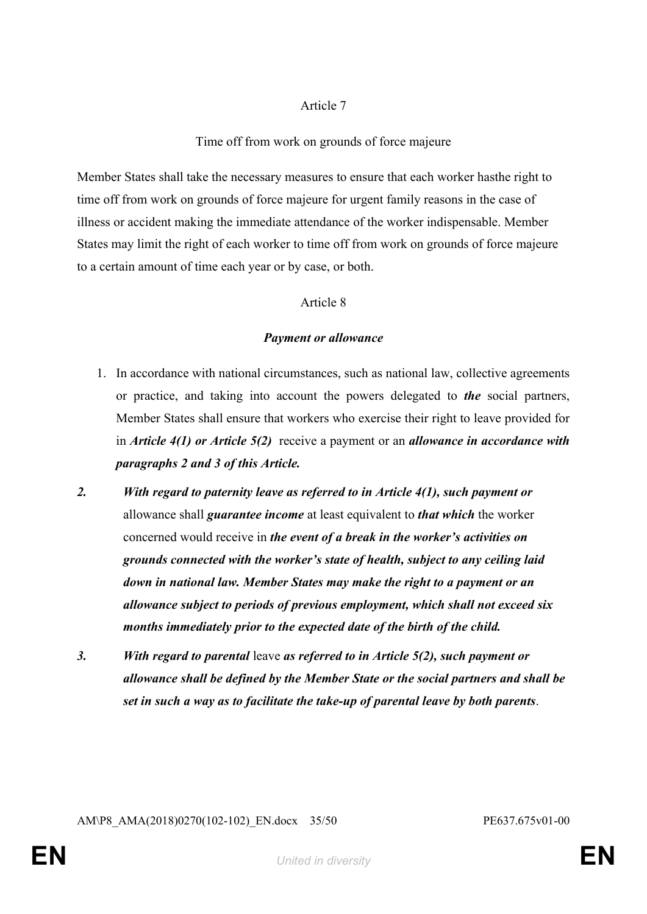Article 7

Time off from work on grounds of force majeure

Member States shall take the necessary measures to ensure that each worker hasthe right to time off from work on grounds of force majeure for urgent family reasons in the case of illness or accident making the immediate attendance of the worker indispensable. Member States may limit the right of each worker to time off from work on grounds of force majeure to a certain amount of time each year or by case, or both.

Article 8

***Payment or allowance***

1. In accordance with national circumstances, such as national law, collective agreements or practice, and taking into account the powers delegated to ***the*** social partners, Member States shall ensure that workers who exercise their right to leave provided for in ***Article 4(1) or Article 5(2)*** receive a payment or an ***allowance in accordance with paragraphs 2 and 3 of this Article.***

***2.*** ***With regard to paternity leave as referred to in Article 4(1), such payment or*** allowance shall ***guarantee income*** at least equivalent to ***that which*** the worker concerned would receive in ***the event of a break in the worker's activities on grounds connected with the worker's state of health, subject to any ceiling laid down in national law. Member States may make the right to a payment or an allowance subject to periods of previous employment, which shall not exceed six months immediately prior to the expected date of the birth of the child.***

***3.*** ***With regard to parental*** leave ***as referred to in Article 5(2), such payment or allowance shall be defined by the Member State or the social partners and shall be set in such a way as to facilitate the take-up of parental leave by both parents***.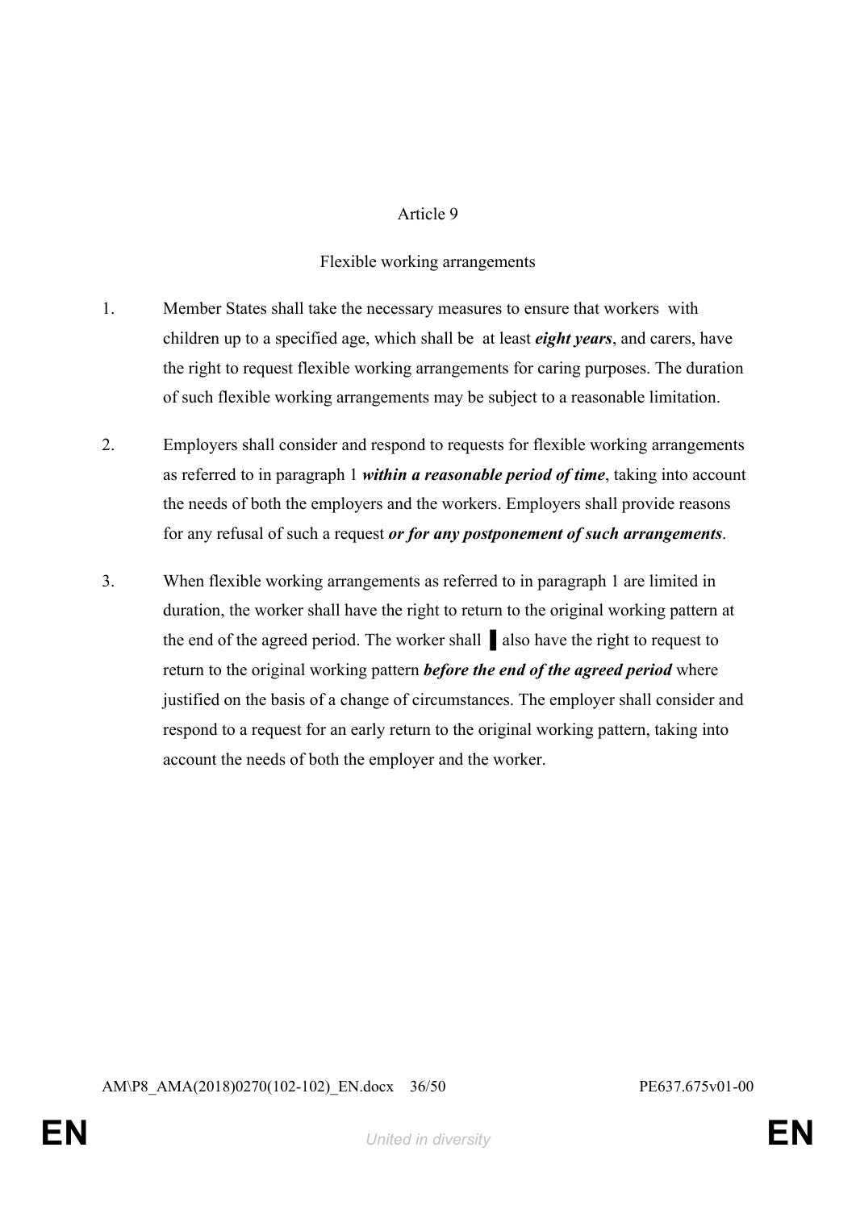Article 9

Flexible working arrangements

1. Member States shall take the necessary measures to ensure that workers with children up to a specified age, which shall be at least ***eight years***, and carers, have the right to request flexible working arrangements for caring purposes. The duration of such flexible working arrangements may be subject to a reasonable limitation.

2. Employers shall consider and respond to requests for flexible working arrangements as referred to in paragraph 1 ***within a reasonable period of time***, taking into account the needs of both the employers and the workers. Employers shall provide reasons for any refusal of such a request ***or for any postponement of such arrangements***.

3. When flexible working arrangements as referred to in paragraph 1 are limited in duration, the worker shall have the right to return to the original working pattern at the end of the agreed period. The worker shall ▌ also have the right to request to return to the original working pattern ***before the end of the agreed period*** where justified on the basis of a change of circumstances. The employer shall consider and respond to a request for an early return to the original working pattern, taking into account the needs of both the employer and the worker.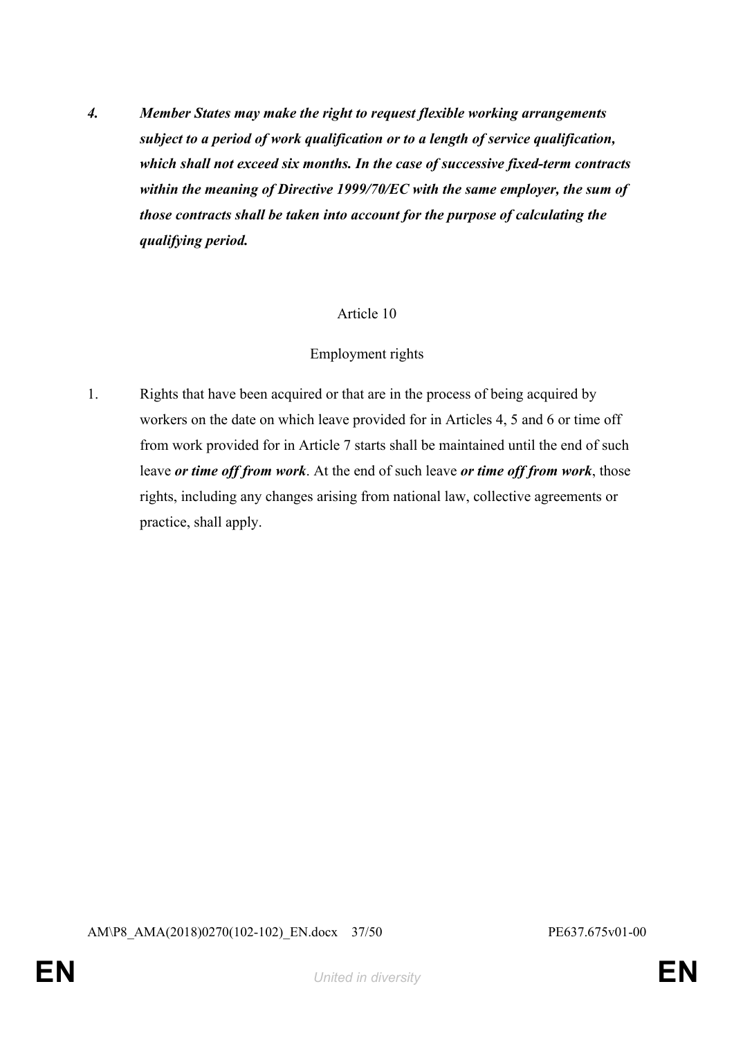***4. Member States may make the right to request flexible working arrangements subject to a period of work qualification or to a length of service qualification, which shall not exceed six months. In the case of successive fixed-term contracts within the meaning of Directive 1999/70/EC with the same employer, the sum of those contracts shall be taken into account for the purpose of calculating the qualifying period.***

Article 10

Employment rights

1. Rights that have been acquired or that are in the process of being acquired by workers on the date on which leave provided for in Articles 4, 5 and 6 or time off from work provided for in Article 7 starts shall be maintained until the end of such leave ***or time off from work***. At the end of such leave ***or time off from work***, those rights, including any changes arising from national law, collective agreements or practice, shall apply.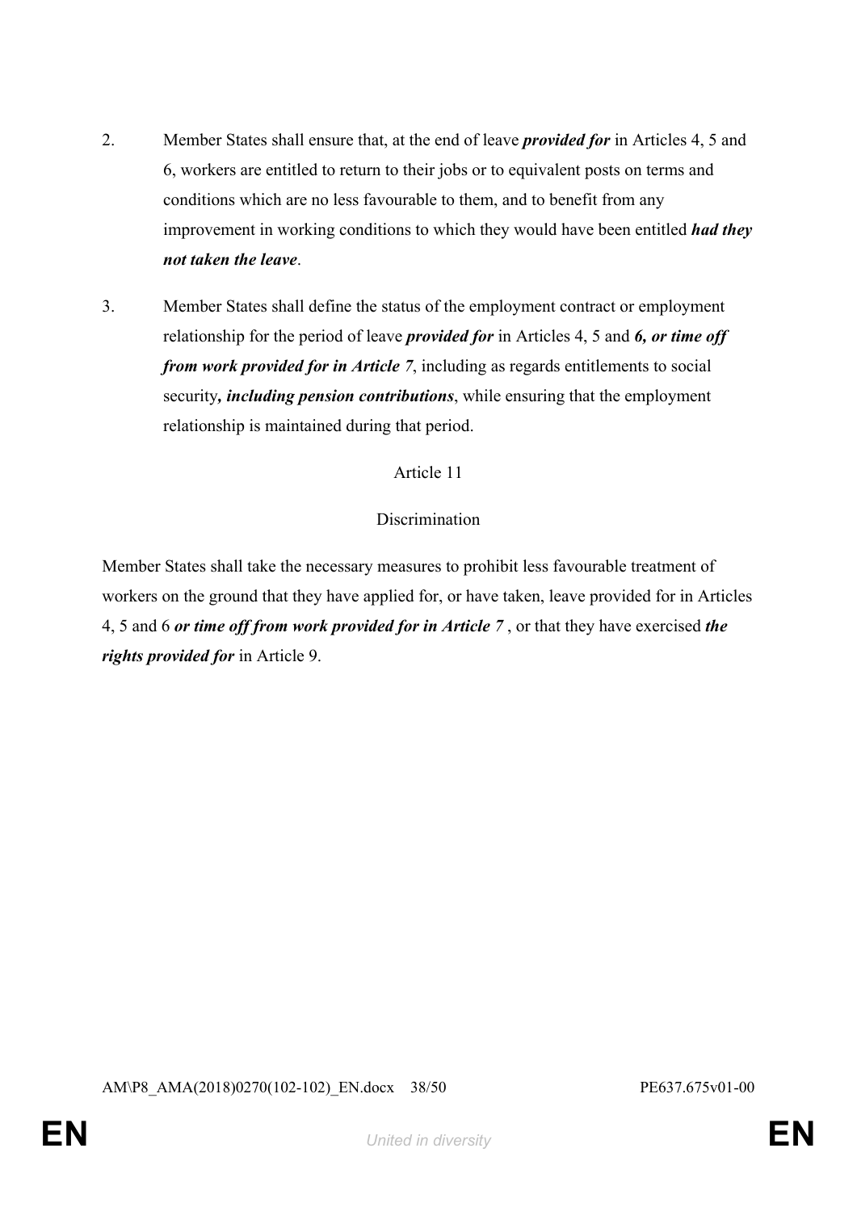2. Member States shall ensure that, at the end of leave ***provided for*** in Articles 4, 5 and 6, workers are entitled to return to their jobs or to equivalent posts on terms and conditions which are no less favourable to them, and to benefit from any improvement in working conditions to which they would have been entitled ***had they not taken the leave***.

3. Member States shall define the status of the employment contract or employment relationship for the period of leave ***provided for*** in Articles 4, 5 and ***6, or time off from work provided for in Article 7***, including as regards entitlements to social security***, including pension contributions***, while ensuring that the employment relationship is maintained during that period.

Article 11

Discrimination

Member States shall take the necessary measures to prohibit less favourable treatment of workers on the ground that they have applied for, or have taken, leave provided for in Articles 4, 5 and 6 ***or time off from work provided for in Article 7*** , or that they have exercised ***the rights provided for*** in Article 9.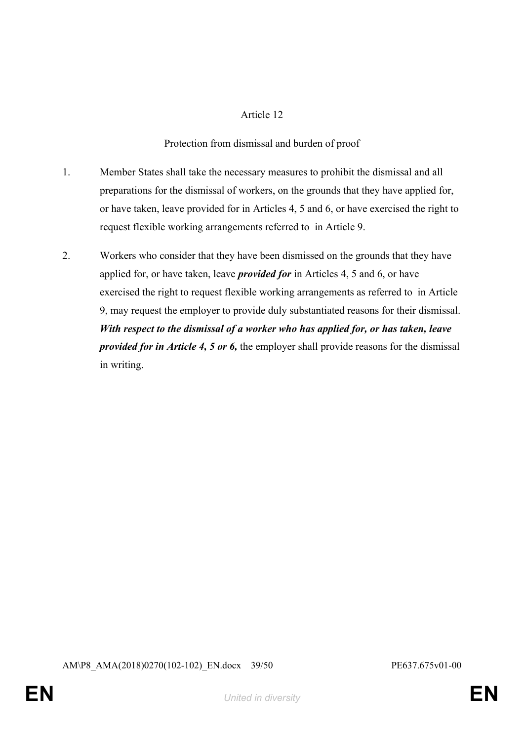Article 12

Protection from dismissal and burden of proof

1. Member States shall take the necessary measures to prohibit the dismissal and all preparations for the dismissal of workers, on the grounds that they have applied for, or have taken, leave provided for in Articles 4, 5 and 6, or have exercised the right to request flexible working arrangements referred to in Article 9.

2. Workers who consider that they have been dismissed on the grounds that they have applied for, or have taken, leave ***provided for*** in Articles 4, 5 and 6, or have exercised the right to request flexible working arrangements as referred to in Article 9, may request the employer to provide duly substantiated reasons for their dismissal. ***With respect to the dismissal of a worker who has applied for, or has taken, leave provided for in Article 4, 5 or 6,*** the employer shall provide reasons for the dismissal in writing.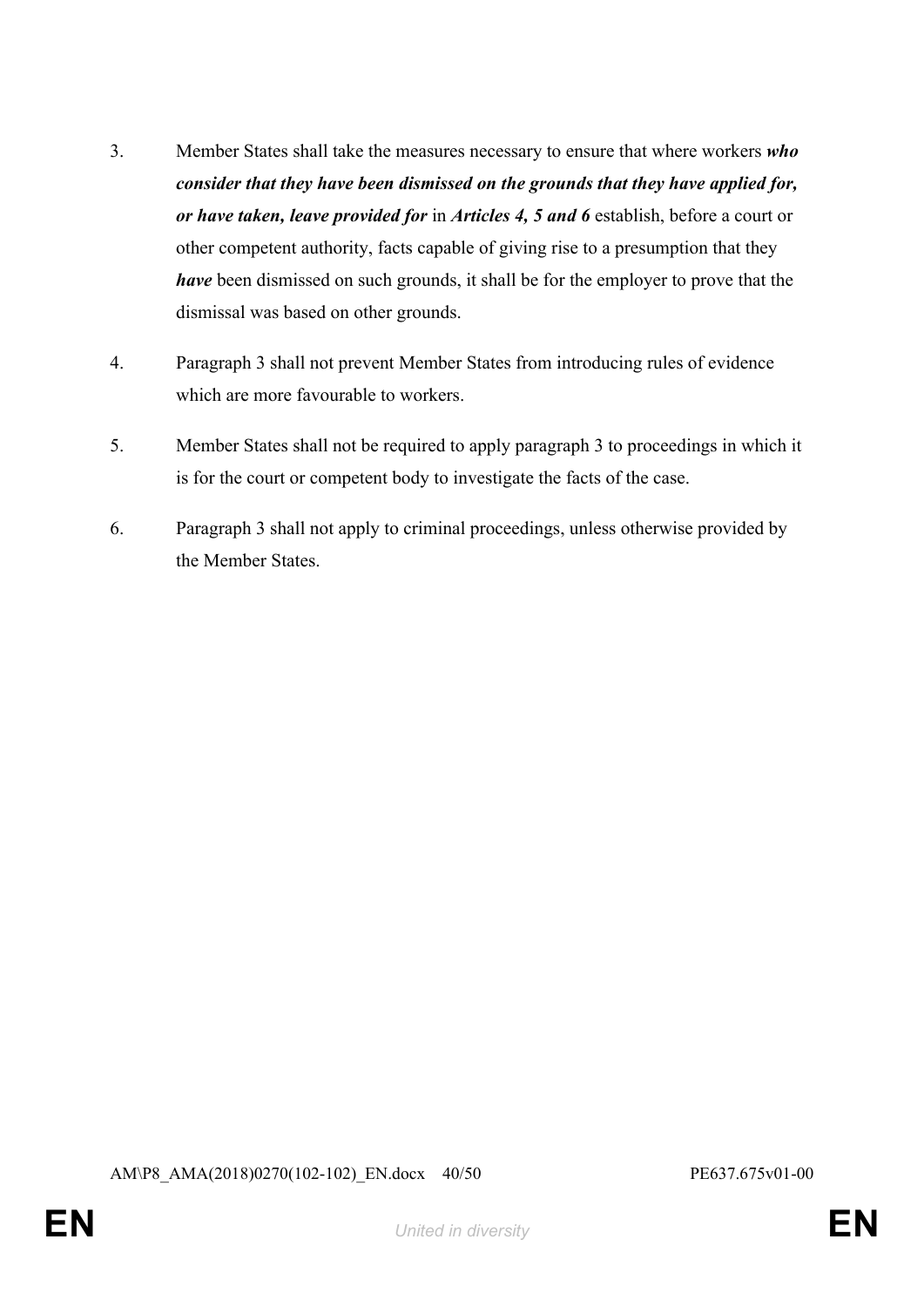3. Member States shall take the measures necessary to ensure that where workers ***who consider that they have been dismissed on the grounds that they have applied for, or have taken, leave provided for*** in ***Articles 4, 5 and 6*** establish, before a court or other competent authority, facts capable of giving rise to a presumption that they ***have*** been dismissed on such grounds, it shall be for the employer to prove that the dismissal was based on other grounds.

4. Paragraph 3 shall not prevent Member States from introducing rules of evidence which are more favourable to workers.

5. Member States shall not be required to apply paragraph 3 to proceedings in which it is for the court or competent body to investigate the facts of the case.

6. Paragraph 3 shall not apply to criminal proceedings, unless otherwise provided by the Member States.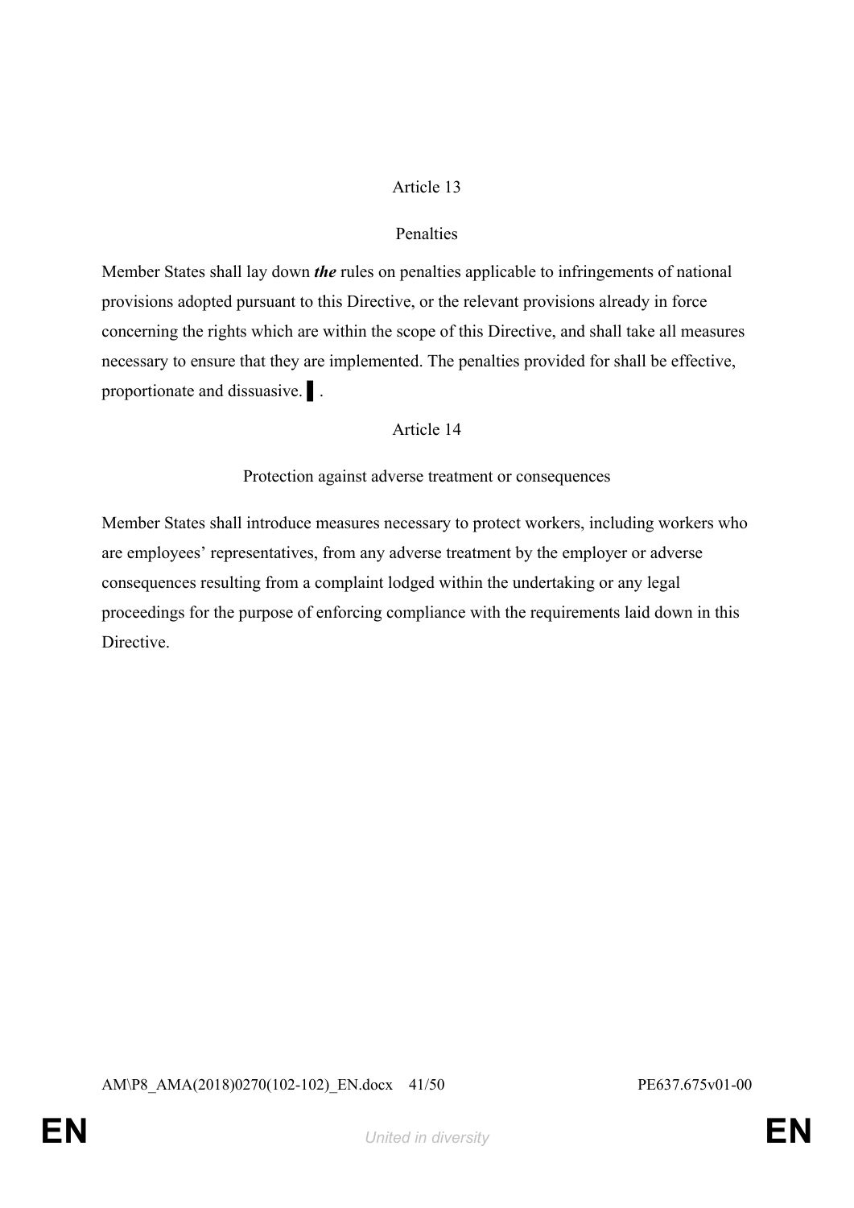Article 13

Penalties

Member States shall lay down ***the*** rules on penalties applicable to infringements of national provisions adopted pursuant to this Directive, or the relevant provisions already in force concerning the rights which are within the scope of this Directive, and shall take all measures necessary to ensure that they are implemented. The penalties provided for shall be effective, proportionate and dissuasive. ▌.

Article 14

Protection against adverse treatment or consequences

Member States shall introduce measures necessary to protect workers, including workers who are employees' representatives, from any adverse treatment by the employer or adverse consequences resulting from a complaint lodged within the undertaking or any legal proceedings for the purpose of enforcing compliance with the requirements laid down in this Directive.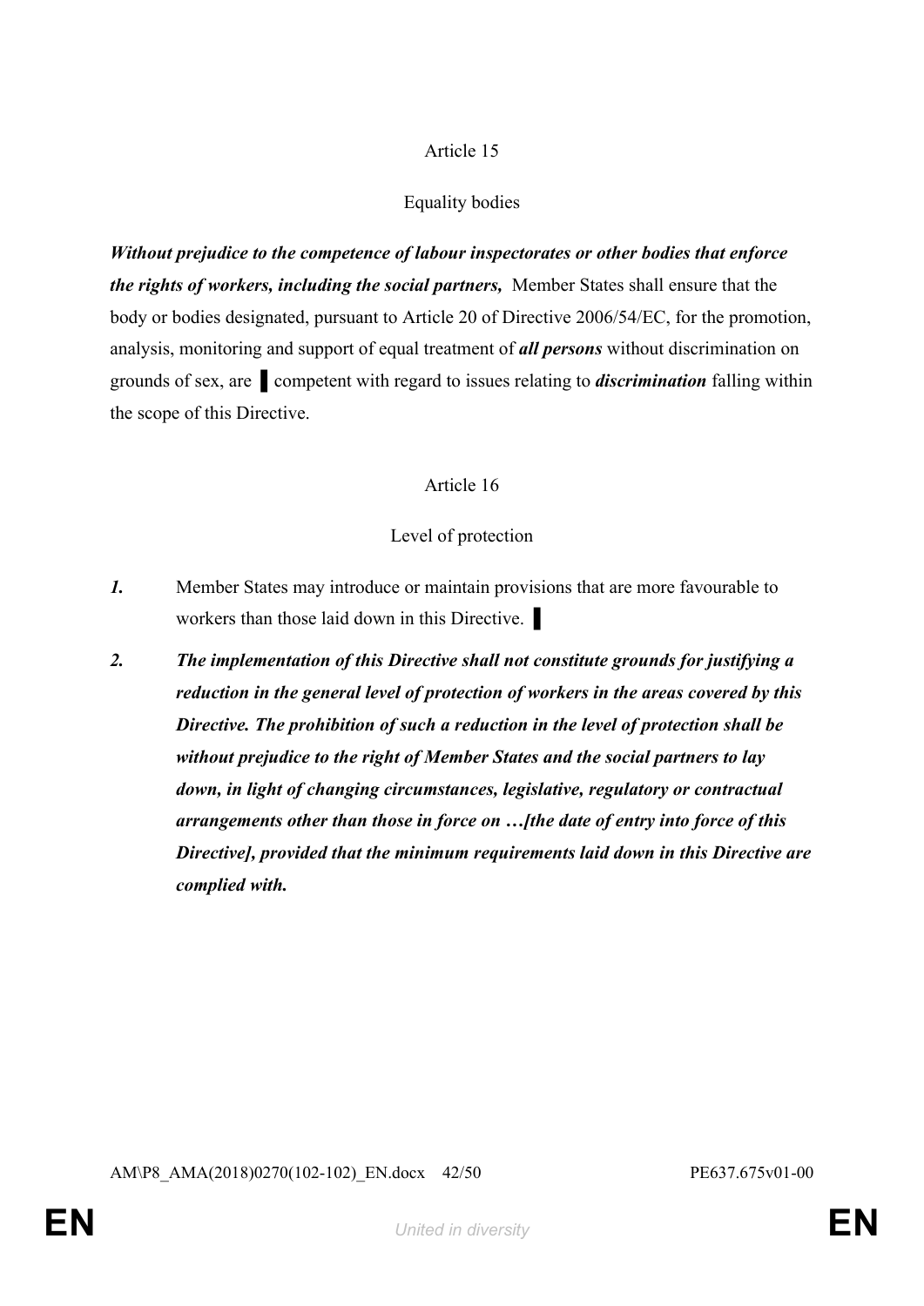Article 15

Equality bodies

***Without prejudice to the competence of labour inspectorates or other bodies that enforce the rights of workers, including the social partners,*** Member States shall ensure that the body or bodies designated, pursuant to Article 20 of Directive 2006/54/EC, for the promotion, analysis, monitoring and support of equal treatment of ***all persons*** without discrimination on grounds of sex, are ▌competent with regard to issues relating to ***discrimination*** falling within the scope of this Directive.

Article 16

Level of protection

***1.*** Member States may introduce or maintain provisions that are more favourable to workers than those laid down in this Directive. ▌

***2.*** ***The implementation of this Directive shall not constitute grounds for justifying a reduction in the general level of protection of workers in the areas covered by this Directive. The prohibition of such a reduction in the level of protection shall be without prejudice to the right of Member States and the social partners to lay down, in light of changing circumstances, legislative, regulatory or contractual arrangements other than those in force on …[the date of entry into force of this Directive], provided that the minimum requirements laid down in this Directive are complied with.***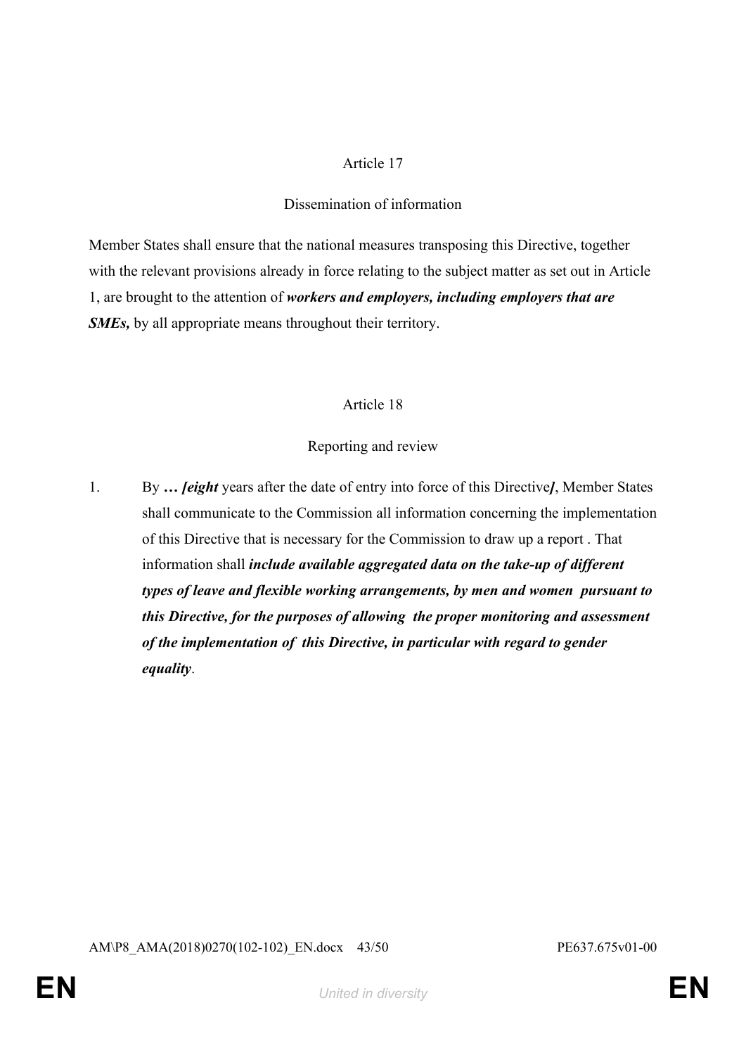Article 17

Dissemination of information

Member States shall ensure that the national measures transposing this Directive, together with the relevant provisions already in force relating to the subject matter as set out in Article 1, are brought to the attention of ***workers and employers, including employers that are SMEs,*** by all appropriate means throughout their territory.

Article 18

Reporting and review

1. By ***… [eight*** years after the date of entry into force of this Directive***]***, Member States shall communicate to the Commission all information concerning the implementation of this Directive that is necessary for the Commission to draw up a report . That information shall ***include available aggregated data on the take-up of different types of leave and flexible working arrangements, by men and women  pursuant to this Directive, for the purposes of allowing  the proper monitoring and assessment of the implementation of  this Directive, in particular with regard to gender equality***.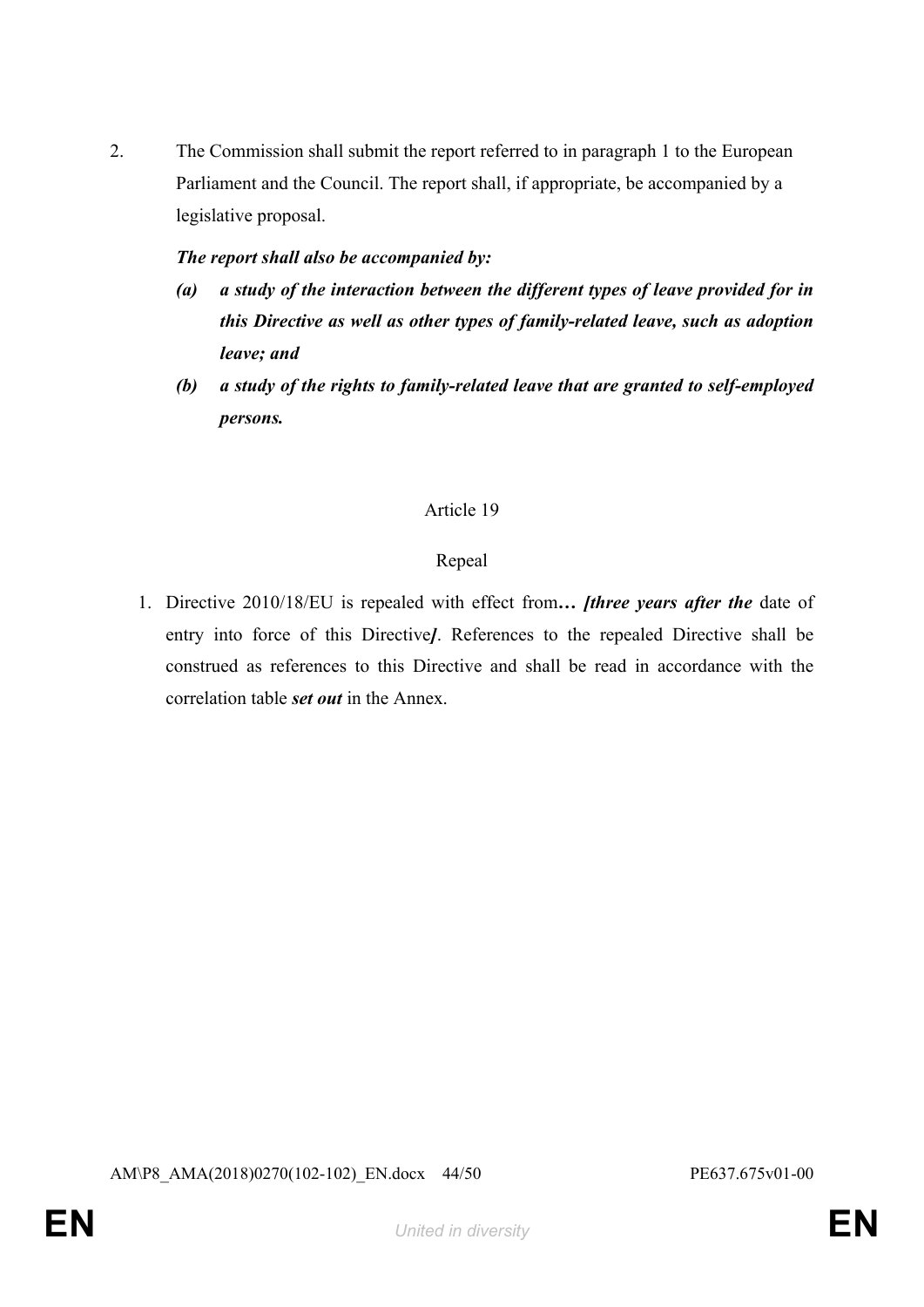2. The Commission shall submit the report referred to in paragraph 1 to the European Parliament and the Council. The report shall, if appropriate, be accompanied by a legislative proposal.

***The report shall also be accompanied by:***

***(a) a study of the interaction between the different types of leave provided for in this Directive as well as other types of family-related leave, such as adoption leave; and***

***(b) a study of the rights to family-related leave that are granted to self-employed persons.***

Article 19

Repeal

1. Directive 2010/18/EU is repealed with effect from***… [three years after the*** date of entry into force of this Directive***]***. References to the repealed Directive shall be construed as references to this Directive and shall be read in accordance with the correlation table ***set out*** in the Annex.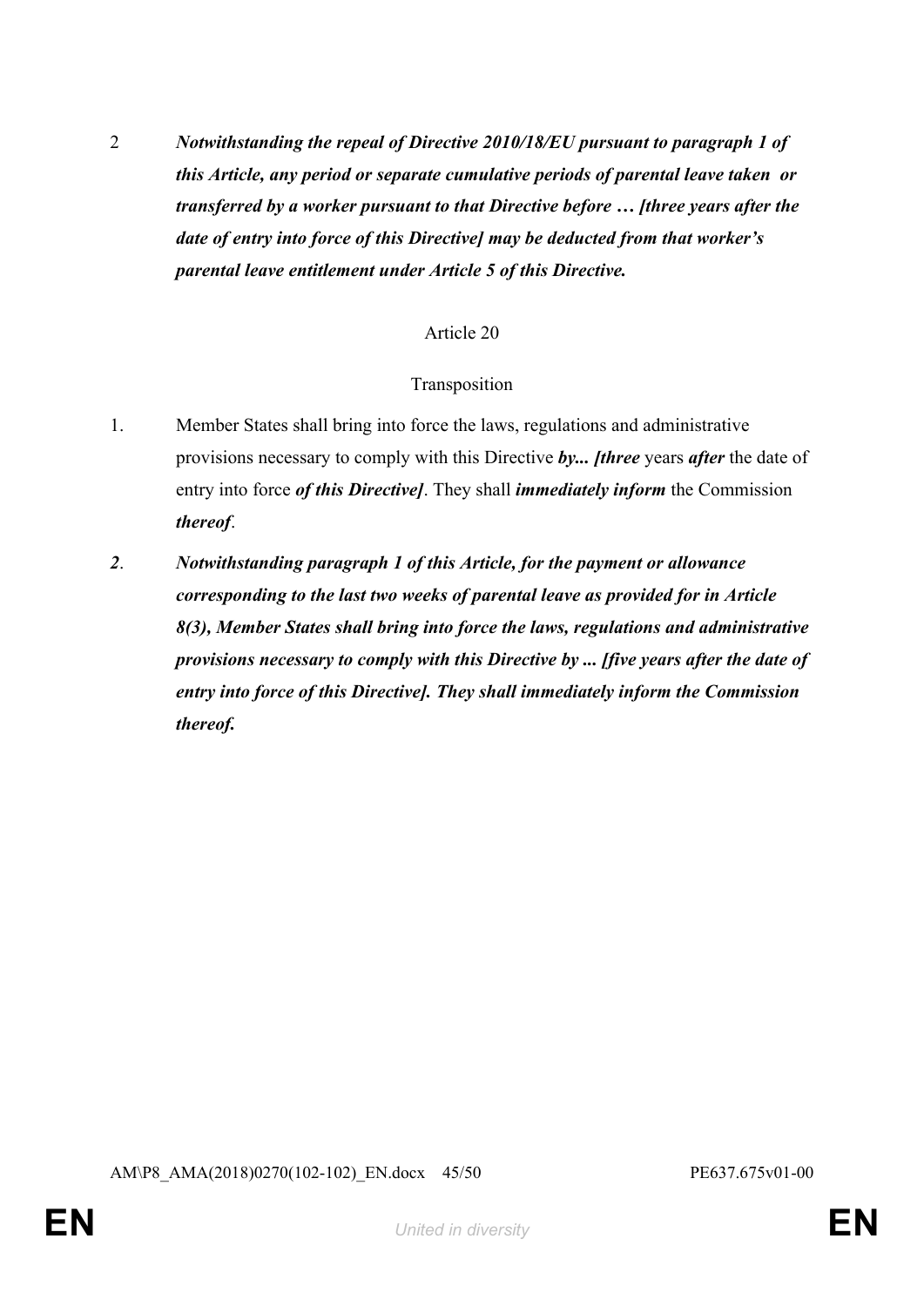2 ***Notwithstanding the repeal of Directive 2010/18/EU pursuant to paragraph 1 of this Article, any period or separate cumulative periods of parental leave taken or transferred by a worker pursuant to that Directive before … [three years after the date of entry into force of this Directive] may be deducted from that worker's parental leave entitlement under Article 5 of this Directive.***

Article 20

Transposition

1. Member States shall bring into force the laws, regulations and administrative provisions necessary to comply with this Directive ***by... [three*** years ***after*** the date of entry into force ***of this Directive]***. They shall ***immediately inform*** the Commission ***thereof***.

***2***. ***Notwithstanding paragraph 1 of this Article, for the payment or allowance corresponding to the last two weeks of parental leave as provided for in Article 8(3), Member States shall bring into force the laws, regulations and administrative provisions necessary to comply with this Directive by ... [five years after the date of entry into force of this Directive]. They shall immediately inform the Commission thereof.***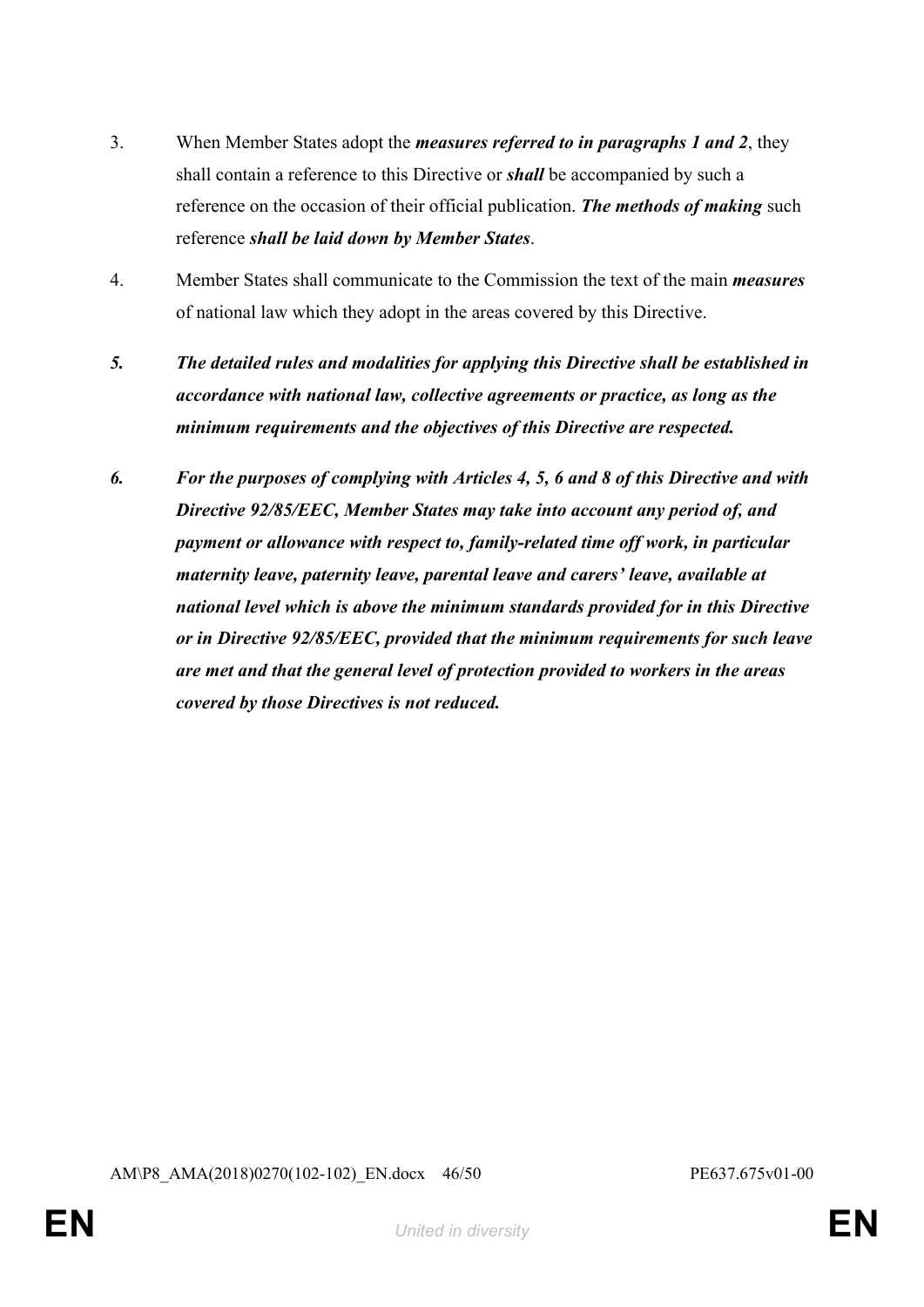3. When Member States adopt the ***measures referred to in paragraphs 1 and 2***, they shall contain a reference to this Directive or ***shall*** be accompanied by such a reference on the occasion of their official publication. ***The methods of making*** such reference ***shall be laid down by Member States***.

4. Member States shall communicate to the Commission the text of the main ***measures*** of national law which they adopt in the areas covered by this Directive.

***5. The detailed rules and modalities for applying this Directive shall be established in accordance with national law, collective agreements or practice, as long as the minimum requirements and the objectives of this Directive are respected.***

***6. For the purposes of complying with Articles 4, 5, 6 and 8 of this Directive and with Directive 92/85/EEC, Member States may take into account any period of, and payment or allowance with respect to, family-related time off work, in particular maternity leave, paternity leave, parental leave and carers' leave, available at national level which is above the minimum standards provided for in this Directive or in Directive 92/85/EEC, provided that the minimum requirements for such leave are met and that the general level of protection provided to workers in the areas covered by those Directives is not reduced.***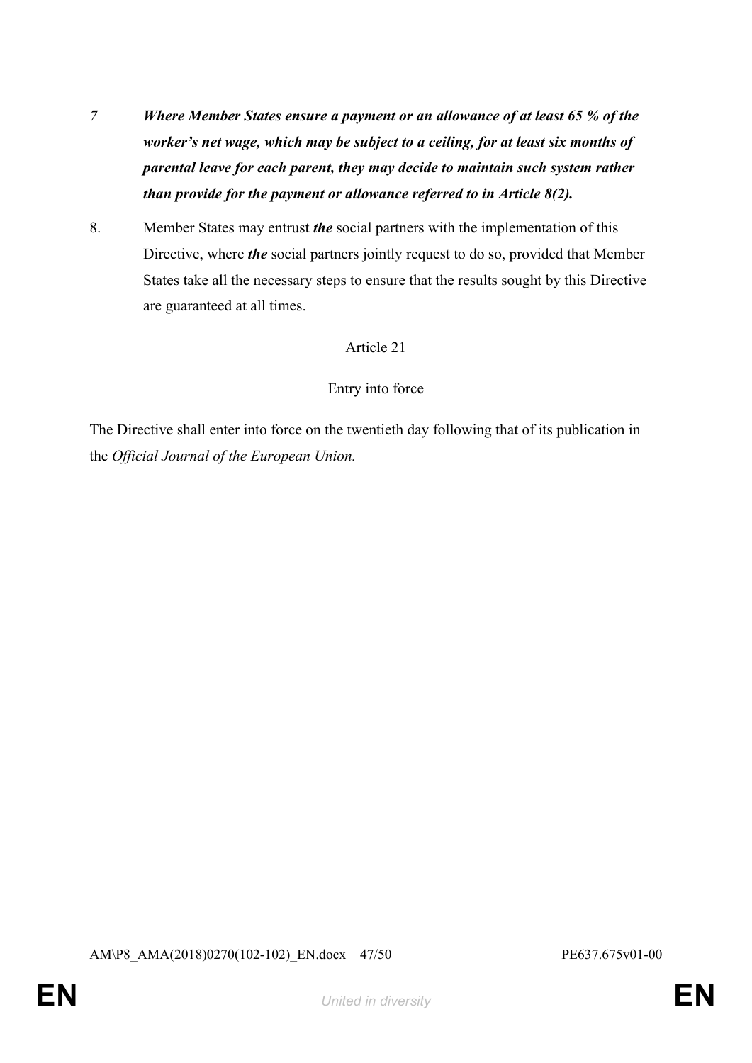*7 Where Member States ensure a payment or an allowance of at least 65 % of the worker's net wage, which may be subject to a ceiling, for at least six months of parental leave for each parent, they may decide to maintain such system rather than provide for the payment or allowance referred to in Article 8(2).*

8. Member States may entrust ***the*** social partners with the implementation of this Directive, where ***the*** social partners jointly request to do so, provided that Member States take all the necessary steps to ensure that the results sought by this Directive are guaranteed at all times.

Article 21

Entry into force

The Directive shall enter into force on the twentieth day following that of its publication in the *Official Journal of the European Union.*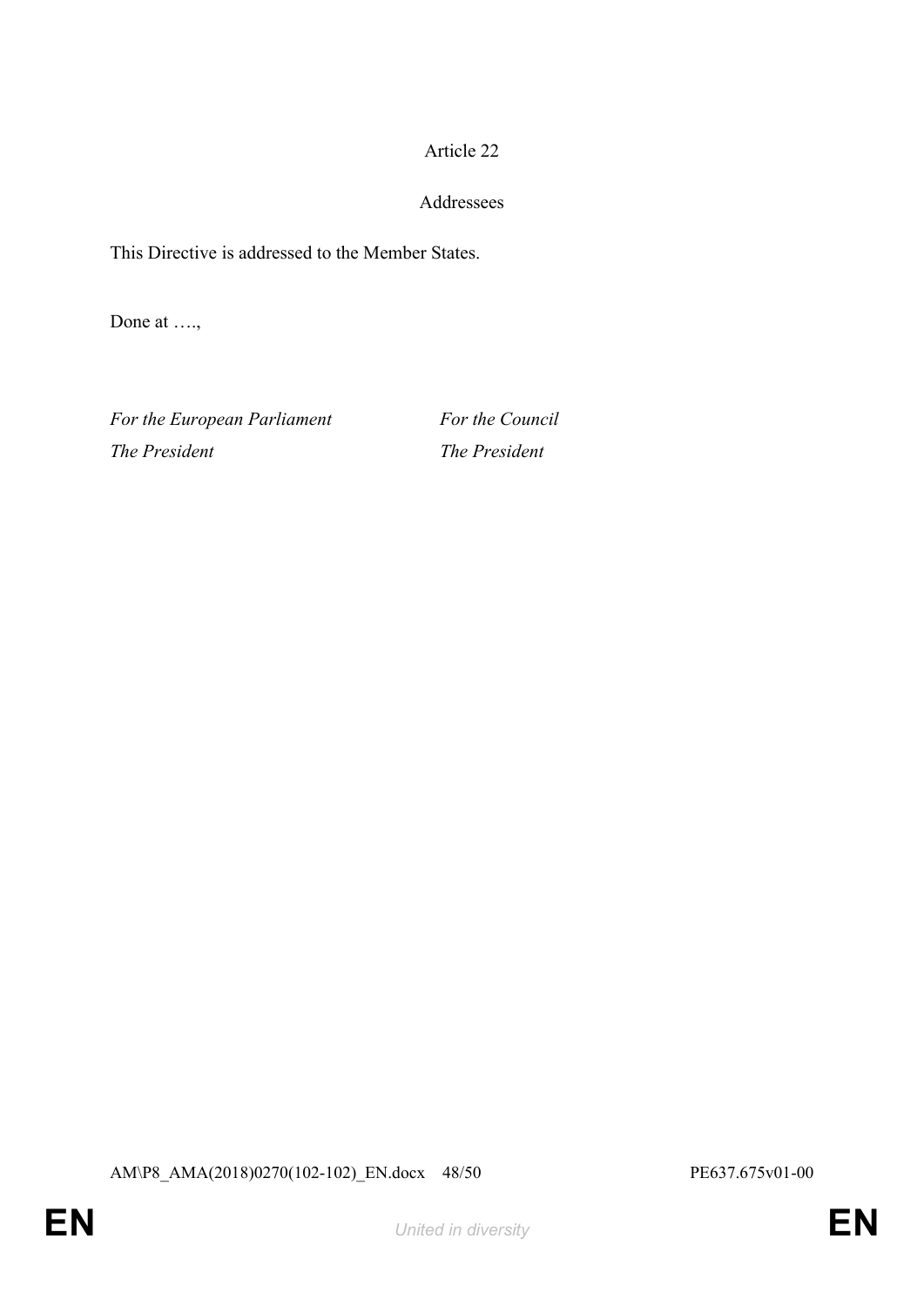Article 22

Addressees

This Directive is addressed to the Member States.

Done at ….,

*For the European Parliament* *For the Council*
*The President* *The President*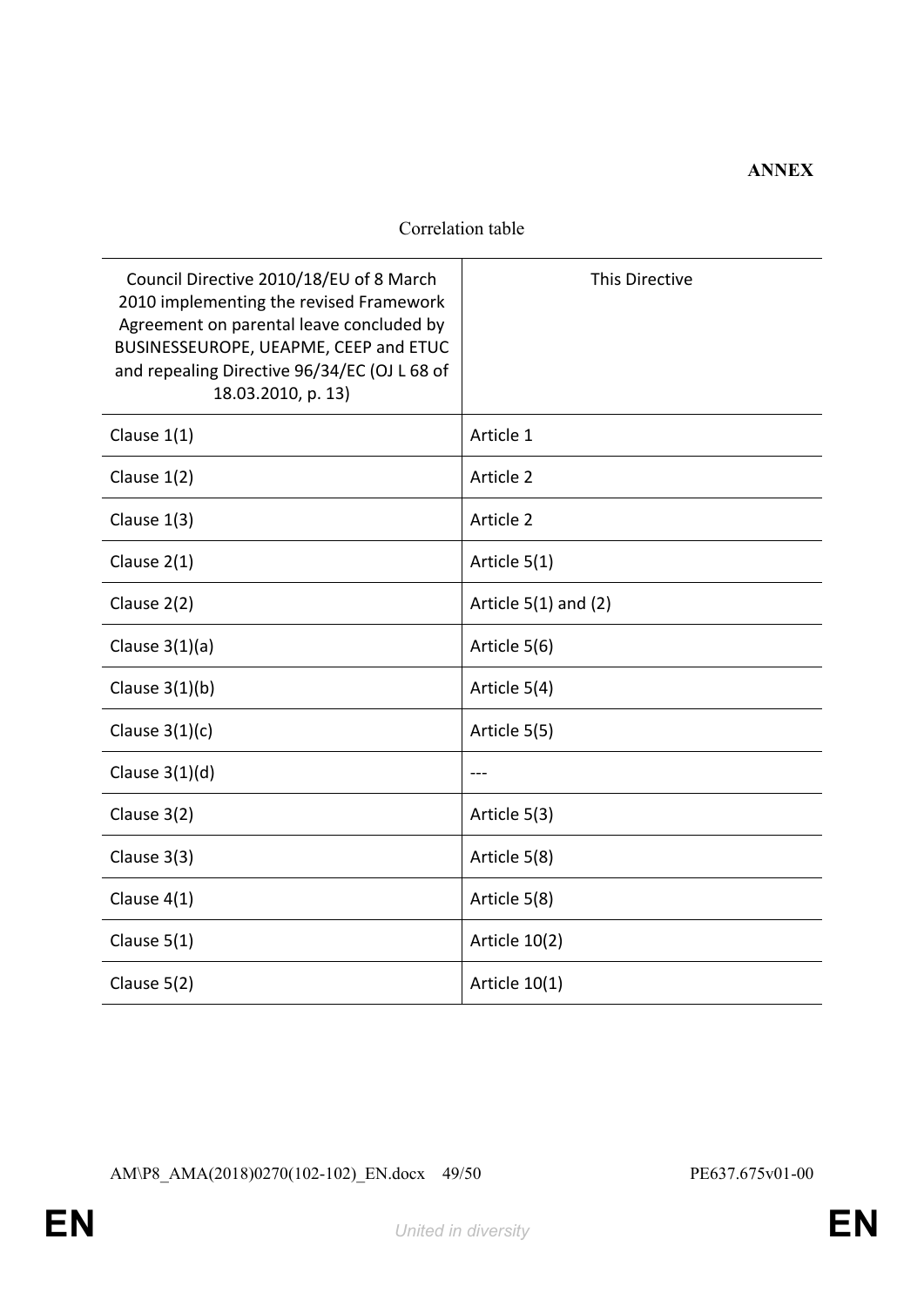**ANNEX**

Correlation table

| Council Directive 2010/18/EU of 8 March 2010 implementing the revised Framework Agreement on parental leave concluded by BUSINESSEUROPE, UEAPME, CEEP and ETUC and repealing Directive 96/34/EC (OJ L 68 of 18.03.2010, p. 13) | This Directive |
|---|---|
| Clause 1(1) | Article 1 |
| Clause 1(2) | Article 2 |
| Clause 1(3) | Article 2 |
| Clause 2(1) | Article 5(1) |
| Clause 2(2) | Article 5(1) and (2) |
| Clause 3(1)(a) | Article 5(6) |
| Clause 3(1)(b) | Article 5(4) |
| Clause 3(1)(c) | Article 5(5) |
| Clause 3(1)(d) | --- |
| Clause 3(2) | Article 5(3) |
| Clause 3(3) | Article 5(8) |
| Clause 4(1) | Article 5(8) |
| Clause 5(1) | Article 10(2) |
| Clause 5(2) | Article 10(1) |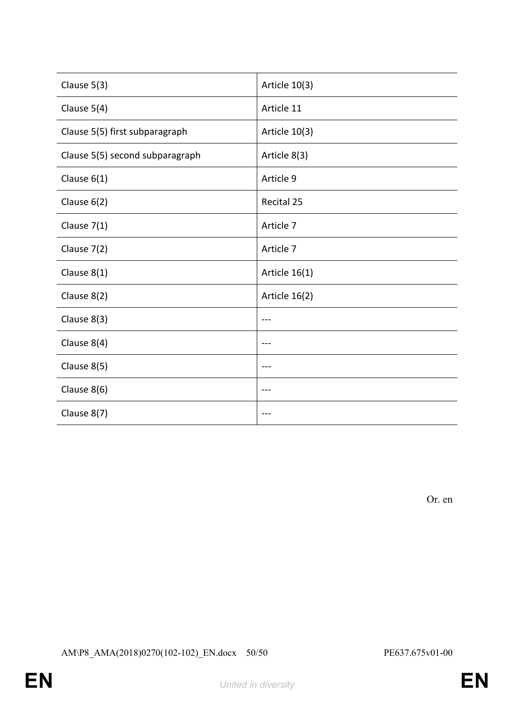| | |
|---|---|
| Clause 5(3) | Article 10(3) |
| Clause 5(4) | Article 11 |
| Clause 5(5) first subparagraph | Article 10(3) |
| Clause 5(5) second subparagraph | Article 8(3) |
| Clause 6(1) | Article 9 |
| Clause 6(2) | Recital 25 |
| Clause 7(1) | Article 7 |
| Clause 7(2) | Article 7 |
| Clause 8(1) | Article 16(1) |
| Clause 8(2) | Article 16(2) |
| Clause 8(3) | --- |
| Clause 8(4) | --- |
| Clause 8(5) | --- |
| Clause 8(6) | --- |
| Clause 8(7) | --- |

Or. en